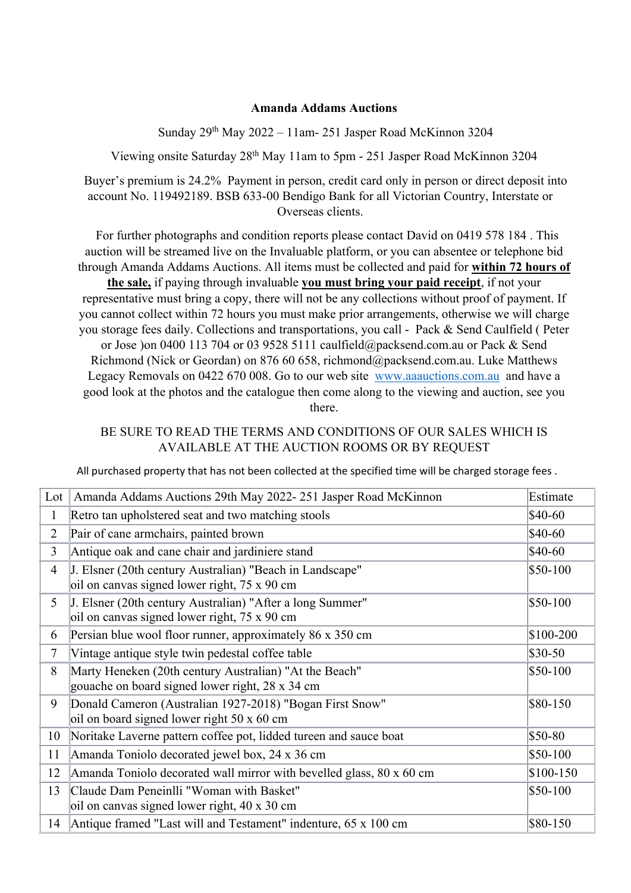**Amanda Addams Auctions**

Sunday 29th May 2022 – 11am- 251 Jasper Road McKinnon 3204

Viewing onsite Saturday 28th May 11am to 5pm - 251 Jasper Road McKinnon 3204

Buyer's premium is 24.2% Payment in person, credit card only in person or direct deposit into account No. 119492189. BSB 633-00 Bendigo Bank for all Victorian Country, Interstate or Overseas clients.

For further photographs and condition reports please contact David on 0419 578 184 . This auction will be streamed live on the Invaluable platform, or you can absentee or telephone bid through Amanda Addams Auctions. All items must be collected and paid for **within 72 hours of the sale,** if paying through invaluable **you must bring your paid receipt**, if not your representative must bring a copy, there will not be any collections without proof of payment. If you cannot collect within 72 hours you must make prior arrangements, otherwise we will charge you storage fees daily. Collections and transportations, you call - Pack & Send Caulfield ( Peter or Jose )on 0400 113 704 or 03 9528 5111 caulfield@packsend.com.au or Pack & Send Richmond (Nick or Geordan) on 876 60 658, richmond@packsend.com.au. Luke Matthews Legacy Removals on 0422 670 008. Go to our web site www.aaauctions.com.au and have a good look at the photos and the catalogue then come along to the viewing and auction, see you there.

BE SURE TO READ THE TERMS AND CONDITIONS OF OUR SALES WHICH IS AVAILABLE AT THE AUCTION ROOMS OR BY REQUEST

All purchased property that has not been collected at the specified time will be charged storage fees .

| Lot | Amanda Addams Auctions 29th May 2022- 251 Jasper Road McKinnon | Estimate |
|---|---|---|
| 1 | Retro tan upholstered seat and two matching stools | $40-60 |
| 2 | Pair of cane armchairs, painted brown | $40-60 |
| 3 | Antique oak and cane chair and jardiniere stand | $40-60 |
| 4 | J. Elsner (20th century Australian) "Beach in Landscape" oil on canvas signed lower right, 75 x 90 cm | $50-100 |
| 5 | J. Elsner (20th century Australian) "After a long Summer" oil on canvas signed lower right, 75 x 90 cm | $50-100 |
| 6 | Persian blue wool floor runner, approximately 86 x 350 cm | $100-200 |
| 7 | Vintage antique style twin pedestal coffee table | $30-50 |
| 8 | Marty Heneken (20th century Australian) "At the Beach" gouache on board signed lower right, 28 x 34 cm | $50-100 |
| 9 | Donald Cameron (Australian 1927-2018) "Bogan First Snow" oil on board signed lower right 50 x 60 cm | $80-150 |
| 10 | Noritake Laverne pattern coffee pot, lidded tureen and sauce boat | $50-80 |
| 11 | Amanda Toniolo decorated jewel box, 24 x 36 cm | $50-100 |
| 12 | Amanda Toniolo decorated wall mirror with bevelled glass, 80 x 60 cm | $100-150 |
| 13 | Claude Dam Peneinlli "Woman with Basket" oil on canvas signed lower right, 40 x 30 cm | $50-100 |
| 14 | Antique framed "Last will and Testament" indenture, 65 x 100 cm | $80-150 |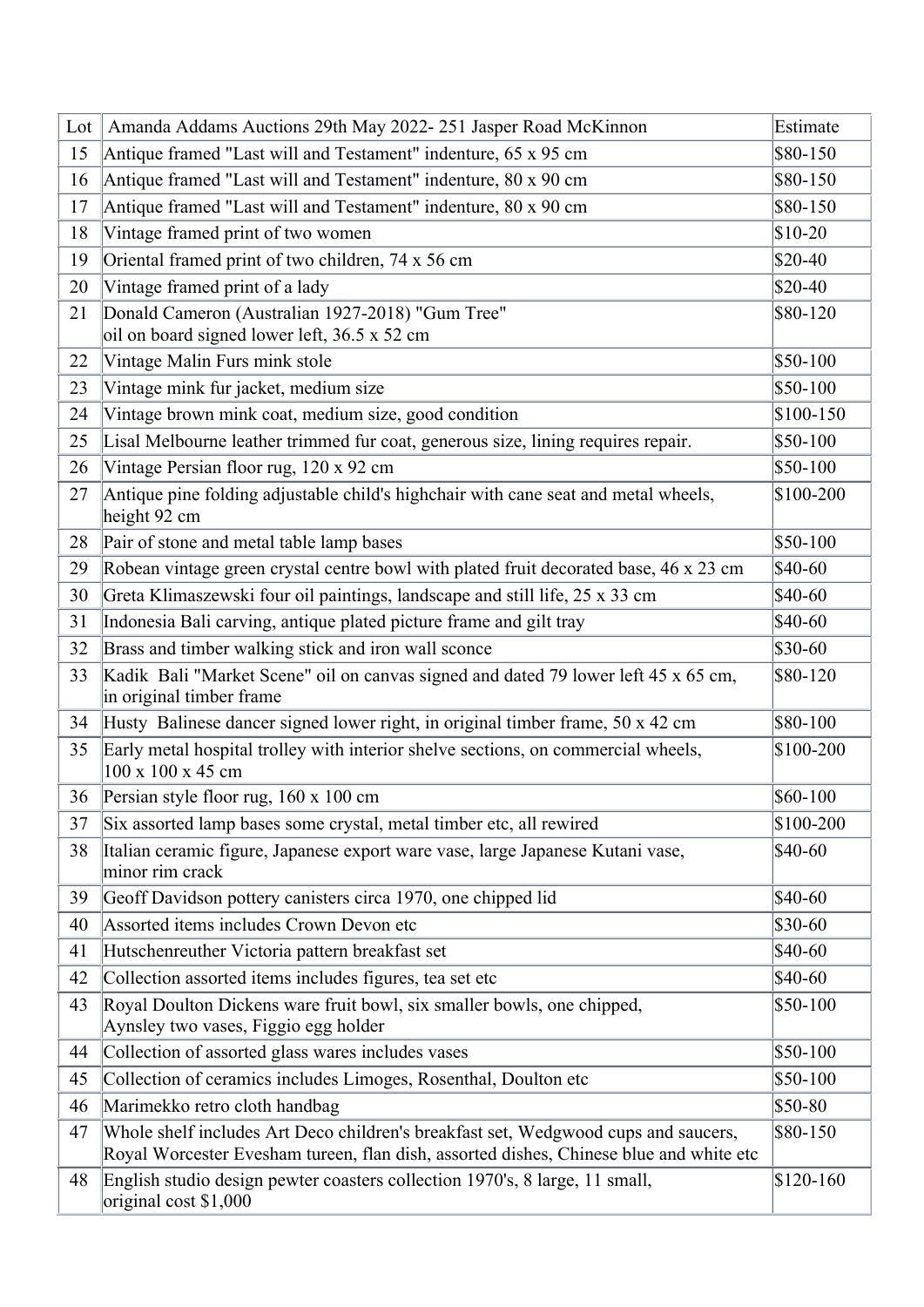| Lot | Amanda Addams Auctions 29th May 2022- 251 Jasper Road McKinnon | Estimate |
| --- | --- | --- |
| 15 | Antique framed "Last will and Testament" indenture, 65 x 95 cm | $80-150 |
| 16 | Antique framed "Last will and Testament" indenture, 80 x 90 cm | $80-150 |
| 17 | Antique framed "Last will and Testament" indenture, 80 x 90 cm | $80-150 |
| 18 | Vintage framed print of two women | $10-20 |
| 19 | Oriental framed print of two children, 74 x 56 cm | $20-40 |
| 20 | Vintage framed print of a lady | $20-40 |
| 21 | Donald Cameron (Australian 1927-2018) "Gum Tree" oil on board signed lower left, 36.5 x 52 cm | $80-120 |
| 22 | Vintage Malin Furs mink stole | $50-100 |
| 23 | Vintage mink fur jacket, medium size | $50-100 |
| 24 | Vintage brown mink coat, medium size, good condition | $100-150 |
| 25 | Lisal Melbourne leather trimmed fur coat, generous size, lining requires repair. | $50-100 |
| 26 | Vintage Persian floor rug, 120 x 92 cm | $50-100 |
| 27 | Antique pine folding adjustable child's highchair with cane seat and metal wheels, height 92 cm | $100-200 |
| 28 | Pair of stone and metal table lamp bases | $50-100 |
| 29 | Robean vintage green crystal centre bowl with plated fruit decorated base, 46 x 23 cm | $40-60 |
| 30 | Greta Klimaszewski four oil paintings, landscape and still life, 25 x 33 cm | $40-60 |
| 31 | Indonesia Bali carving, antique plated picture frame and gilt tray | $40-60 |
| 32 | Brass and timber walking stick and iron wall sconce | $30-60 |
| 33 | Kadik Bali "Market Scene" oil on canvas signed and dated 79 lower left 45 x 65 cm, in original timber frame | $80-120 |
| 34 | Husty Balinese dancer signed lower right, in original timber frame, 50 x 42 cm | $80-100 |
| 35 | Early metal hospital trolley with interior shelve sections, on commercial wheels, 100 x 100 x 45 cm | $100-200 |
| 36 | Persian style floor rug, 160 x 100 cm | $60-100 |
| 37 | Six assorted lamp bases some crystal, metal timber etc, all rewired | $100-200 |
| 38 | Italian ceramic figure, Japanese export ware vase, large Japanese Kutani vase, minor rim crack | $40-60 |
| 39 | Geoff Davidson pottery canisters circa 1970, one chipped lid | $40-60 |
| 40 | Assorted items includes Crown Devon etc | $30-60 |
| 41 | Hutschenreuther Victoria pattern breakfast set | $40-60 |
| 42 | Collection assorted items includes figures, tea set etc | $40-60 |
| 43 | Royal Doulton Dickens ware fruit bowl, six smaller bowls, one chipped, Aynsley two vases, Figgio egg holder | $50-100 |
| 44 | Collection of assorted glass wares includes vases | $50-100 |
| 45 | Collection of ceramics includes Limoges, Rosenthal, Doulton etc | $50-100 |
| 46 | Marimekko retro cloth handbag | $50-80 |
| 47 | Whole shelf includes Art Deco children's breakfast set, Wedgwood cups and saucers, Royal Worcester Evesham tureen, flan dish, assorted dishes, Chinese blue and white etc | $80-150 |
| 48 | English studio design pewter coasters collection 1970's, 8 large, 11 small, original cost $1,000 | $120-160 |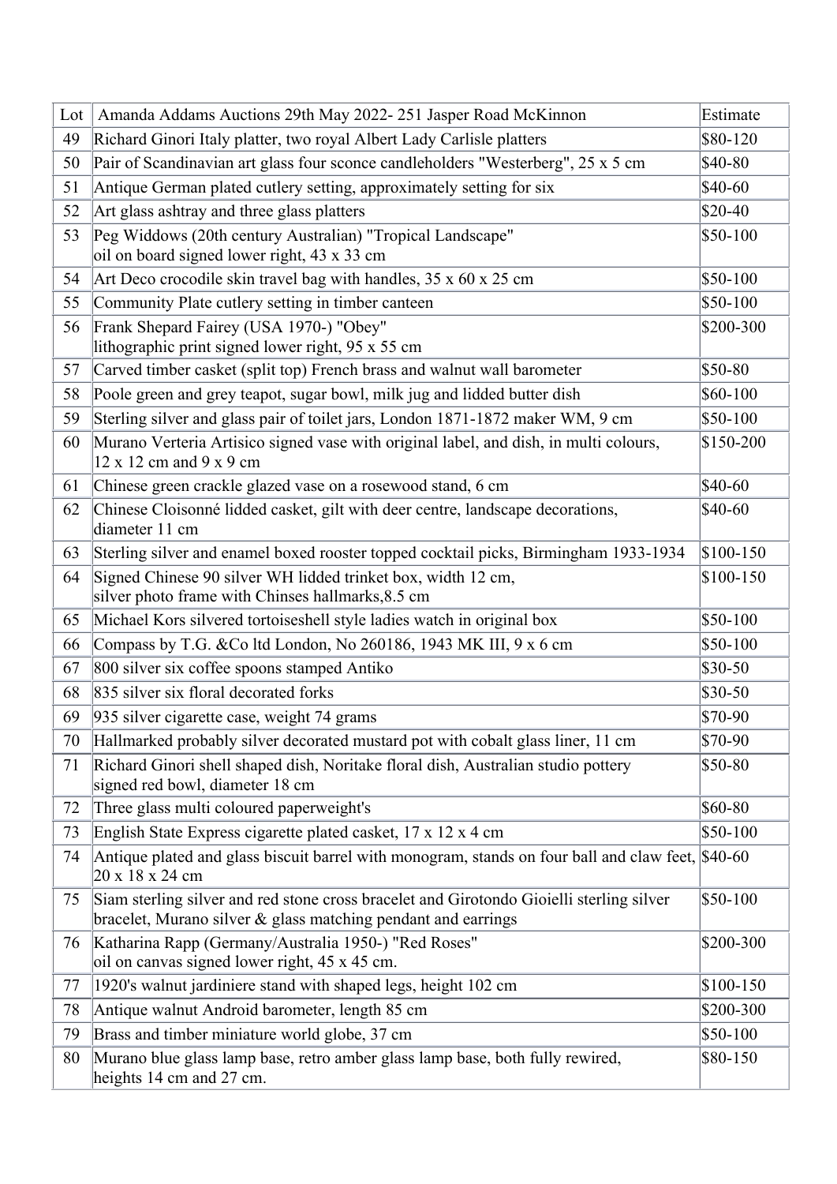| Lot | Amanda Addams Auctions 29th May 2022- 251 Jasper Road McKinnon | Estimate |
|---|---|---|
| 49 | Richard Ginori Italy platter, two royal Albert Lady Carlisle platters | $80-120 |
| 50 | Pair of Scandinavian art glass four sconce candleholders "Westerberg", 25 x 5 cm | $40-80 |
| 51 | Antique German plated cutlery setting, approximately setting for six | $40-60 |
| 52 | Art glass ashtray and three glass platters | $20-40 |
| 53 | Peg Widdows (20th century Australian) "Tropical Landscape" oil on board signed lower right, 43 x 33 cm | $50-100 |
| 54 | Art Deco crocodile skin travel bag with handles, 35 x 60 x 25 cm | $50-100 |
| 55 | Community Plate cutlery setting in timber canteen | $50-100 |
| 56 | Frank Shepard Fairey (USA 1970-) "Obey" lithographic print signed lower right, 95 x 55 cm | $200-300 |
| 57 | Carved timber casket (split top) French brass and walnut wall barometer | $50-80 |
| 58 | Poole green and grey teapot, sugar bowl, milk jug and lidded butter dish | $60-100 |
| 59 | Sterling silver and glass pair of toilet jars, London 1871-1872 maker WM, 9 cm | $50-100 |
| 60 | Murano Verteria Artisico signed vase with original label, and dish, in multi colours, 12 x 12 cm and 9 x 9 cm | $150-200 |
| 61 | Chinese green crackle glazed vase on a rosewood stand, 6 cm | $40-60 |
| 62 | Chinese Cloisonné lidded casket, gilt with deer centre, landscape decorations, diameter 11 cm | $40-60 |
| 63 | Sterling silver and enamel boxed rooster topped cocktail picks, Birmingham 1933-1934 | $100-150 |
| 64 | Signed Chinese 90 silver WH lidded trinket box, width 12 cm, silver photo frame with Chinses hallmarks,8.5 cm | $100-150 |
| 65 | Michael Kors silvered tortoiseshell style ladies watch in original box | $50-100 |
| 66 | Compass by T.G. &Co ltd London, No 260186, 1943 MK III, 9 x 6 cm | $50-100 |
| 67 | 800 silver six coffee spoons stamped Antiko | $30-50 |
| 68 | 835 silver six floral decorated forks | $30-50 |
| 69 | 935 silver cigarette case, weight 74 grams | $70-90 |
| 70 | Hallmarked probably silver decorated mustard pot with cobalt glass liner, 11 cm | $70-90 |
| 71 | Richard Ginori shell shaped dish, Noritake floral dish, Australian studio pottery signed red bowl, diameter 18 cm | $50-80 |
| 72 | Three glass multi coloured paperweight's | $60-80 |
| 73 | English State Express cigarette plated casket, 17 x 12 x 4 cm | $50-100 |
| 74 | Antique plated and glass biscuit barrel with monogram, stands on four ball and claw feet, 20 x 18 x 24 cm | $40-60 |
| 75 | Siam sterling silver and red stone cross bracelet and Girotondo Gioielli sterling silver bracelet, Murano silver & glass matching pendant and earrings | $50-100 |
| 76 | Katharina Rapp (Germany/Australia 1950-) "Red Roses" oil on canvas signed lower right, 45 x 45 cm. | $200-300 |
| 77 | 1920's walnut jardiniere stand with shaped legs, height 102 cm | $100-150 |
| 78 | Antique walnut Android barometer, length 85 cm | $200-300 |
| 79 | Brass and timber miniature world globe, 37 cm | $50-100 |
| 80 | Murano blue glass lamp base, retro amber glass lamp base, both fully rewired, heights 14 cm and 27 cm. | $80-150 |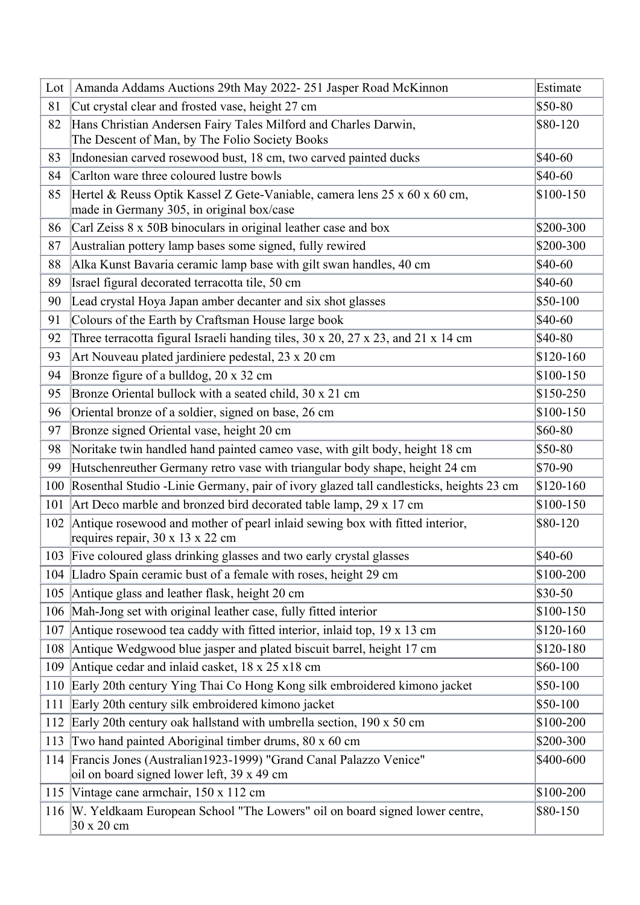| Lot | Amanda Addams Auctions 29th May 2022- 251 Jasper Road McKinnon | Estimate |
|---|---|---|
| 81 | Cut crystal clear and frosted vase, height 27 cm | $50-80 |
| 82 | Hans Christian Andersen Fairy Tales Milford and Charles Darwin, The Descent of Man, by The Folio Society Books | $80-120 |
| 83 | Indonesian carved rosewood bust, 18 cm, two carved painted ducks | $40-60 |
| 84 | Carlton ware three coloured lustre bowls | $40-60 |
| 85 | Hertel & Reuss Optik Kassel Z Gete-Vaniable, camera lens 25 x 60 x 60 cm, made in Germany 305, in original box/case | $100-150 |
| 86 | Carl Zeiss 8 x 50B binoculars in original leather case and box | $200-300 |
| 87 | Australian pottery lamp bases some signed, fully rewired | $200-300 |
| 88 | Alka Kunst Bavaria ceramic lamp base with gilt swan handles, 40 cm | $40-60 |
| 89 | Israel figural decorated terracotta tile, 50 cm | $40-60 |
| 90 | Lead crystal Hoya Japan amber decanter and six shot glasses | $50-100 |
| 91 | Colours of the Earth by Craftsman House large book | $40-60 |
| 92 | Three terracotta figural Israeli handing tiles, 30 x 20, 27 x 23, and 21 x 14 cm | $40-80 |
| 93 | Art Nouveau plated jardiniere pedestal, 23 x 20 cm | $120-160 |
| 94 | Bronze figure of a bulldog, 20 x 32 cm | $100-150 |
| 95 | Bronze Oriental bullock with a seated child, 30 x 21 cm | $150-250 |
| 96 | Oriental bronze of a soldier, signed on base, 26 cm | $100-150 |
| 97 | Bronze signed Oriental vase, height 20 cm | $60-80 |
| 98 | Noritake twin handled hand painted cameo vase, with gilt body, height 18 cm | $50-80 |
| 99 | Hutschenreuther Germany retro vase with triangular body shape, height 24 cm | $70-90 |
| 100 | Rosenthal Studio -Linie Germany, pair of ivory glazed tall candlesticks, heights 23 cm | $120-160 |
| 101 | Art Deco marble and bronzed bird decorated table lamp, 29 x 17 cm | $100-150 |
| 102 | Antique rosewood and mother of pearl inlaid sewing box with fitted interior, requires repair, 30 x 13 x 22 cm | $80-120 |
| 103 | Five coloured glass drinking glasses and two early crystal glasses | $40-60 |
| 104 | Lladro Spain ceramic bust of a female with roses, height 29 cm | $100-200 |
| 105 | Antique glass and leather flask, height 20 cm | $30-50 |
| 106 | Mah-Jong set with original leather case, fully fitted interior | $100-150 |
| 107 | Antique rosewood tea caddy with fitted interior, inlaid top, 19 x 13 cm | $120-160 |
| 108 | Antique Wedgwood blue jasper and plated biscuit barrel, height 17 cm | $120-180 |
| 109 | Antique cedar and inlaid casket, 18 x 25 x18 cm | $60-100 |
| 110 | Early 20th century Ying Thai Co Hong Kong silk embroidered kimono jacket | $50-100 |
| 111 | Early 20th century silk embroidered kimono jacket | $50-100 |
| 112 | Early 20th century oak hallstand with umbrella section, 190 x 50 cm | $100-200 |
| 113 | Two hand painted Aboriginal timber drums, 80 x 60 cm | $200-300 |
| 114 | Francis Jones (Australian1923-1999) "Grand Canal Palazzo Venice" oil on board signed lower left, 39 x 49 cm | $400-600 |
| 115 | Vintage cane armchair, 150 x 112 cm | $100-200 |
| 116 | W. Yeldkaam European School "The Lowers" oil on board signed lower centre, 30 x 20 cm | $80-150 |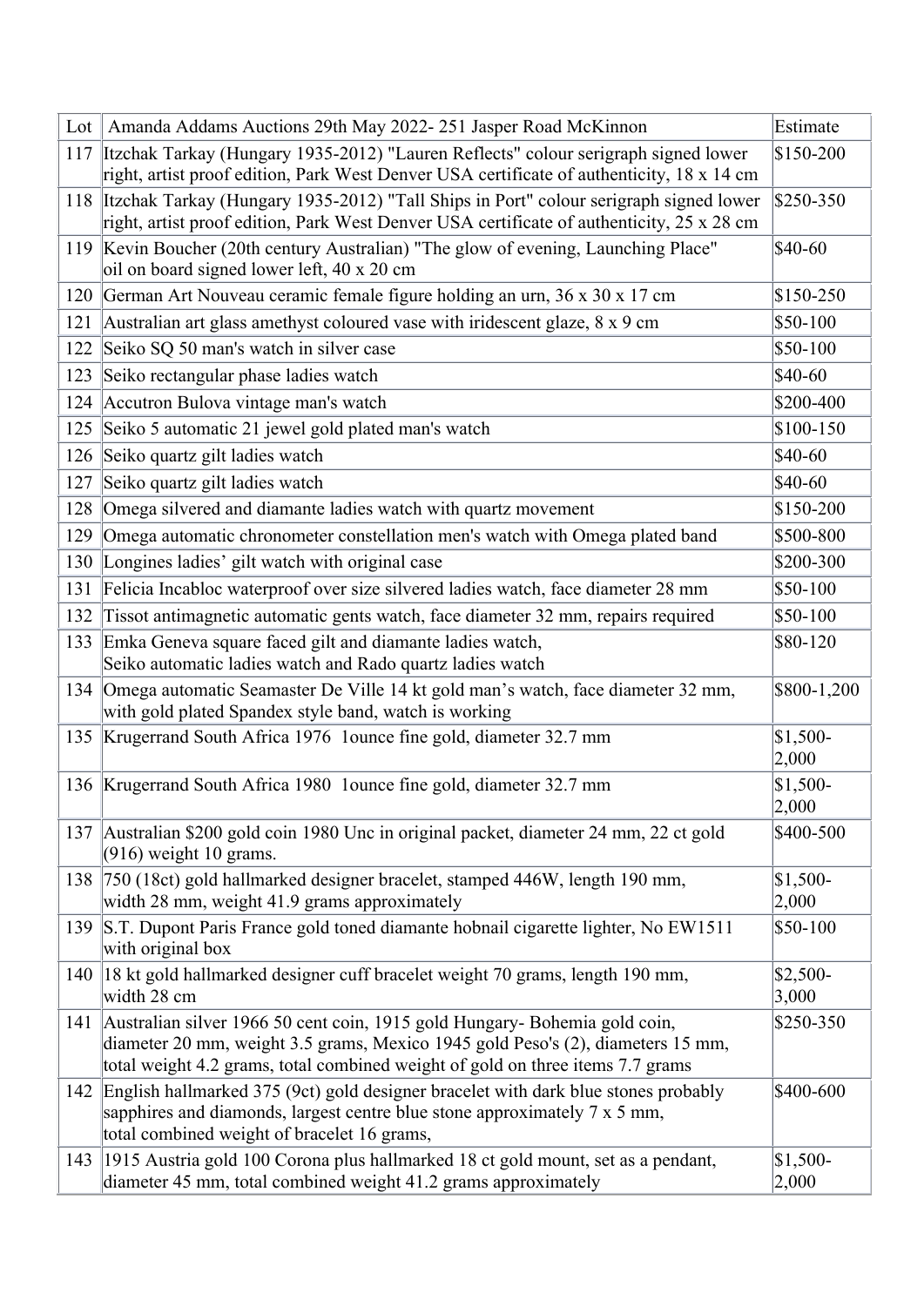| Lot | Amanda Addams Auctions 29th May 2022- 251 Jasper Road McKinnon | Estimate |
|---|---|---|
| 117 | Itzchak Tarkay (Hungary 1935-2012) "Lauren Reflects" colour serigraph signed lower right, artist proof edition, Park West Denver USA certificate of authenticity, 18 x 14 cm | $150-200 |
| 118 | Itzchak Tarkay (Hungary 1935-2012) "Tall Ships in Port" colour serigraph signed lower right, artist proof edition, Park West Denver USA certificate of authenticity, 25 x 28 cm | $250-350 |
| 119 | Kevin Boucher (20th century Australian) "The glow of evening, Launching Place" oil on board signed lower left, 40 x 20 cm | $40-60 |
| 120 | German Art Nouveau ceramic female figure holding an urn, 36 x 30 x 17 cm | $150-250 |
| 121 | Australian art glass amethyst coloured vase with iridescent glaze, 8 x 9 cm | $50-100 |
| 122 | Seiko SQ 50 man's watch in silver case | $50-100 |
| 123 | Seiko rectangular phase ladies watch | $40-60 |
| 124 | Accutron Bulova vintage man's watch | $200-400 |
| 125 | Seiko 5 automatic 21 jewel gold plated man's watch | $100-150 |
| 126 | Seiko quartz gilt ladies watch | $40-60 |
| 127 | Seiko quartz gilt ladies watch | $40-60 |
| 128 | Omega silvered and diamante ladies watch with quartz movement | $150-200 |
| 129 | Omega automatic chronometer constellation men's watch with Omega plated band | $500-800 |
| 130 | Longines ladies' gilt watch with original case | $200-300 |
| 131 | Felicia Incabloc waterproof over size silvered ladies watch, face diameter 28 mm | $50-100 |
| 132 | Tissot antimagnetic automatic gents watch, face diameter 32 mm, repairs required | $50-100 |
| 133 | Emka Geneva square faced gilt and diamante ladies watch, Seiko automatic ladies watch and Rado quartz ladies watch | $80-120 |
| 134 | Omega automatic Seamaster De Ville 14 kt gold man's watch, face diameter 32 mm, with gold plated Spandex style band, watch is working | $800-1,200 |
| 135 | Krugerrand South Africa 1976 1ounce fine gold, diameter 32.7 mm | $1,500-2,000 |
| 136 | Krugerrand South Africa 1980 1ounce fine gold, diameter 32.7 mm | $1,500-2,000 |
| 137 | Australian $200 gold coin 1980 Unc in original packet, diameter 24 mm, 22 ct gold (916) weight 10 grams. | $400-500 |
| 138 | 750 (18ct) gold hallmarked designer bracelet, stamped 446W, length 190 mm, width 28 mm, weight 41.9 grams approximately | $1,500-2,000 |
| 139 | S.T. Dupont Paris France gold toned diamante hobnail cigarette lighter, No EW1511 with original box | $50-100 |
| 140 | 18 kt gold hallmarked designer cuff bracelet weight 70 grams, length 190 mm, width 28 cm | $2,500-3,000 |
| 141 | Australian silver 1966 50 cent coin, 1915 gold Hungary- Bohemia gold coin, diameter 20 mm, weight 3.5 grams, Mexico 1945 gold Peso's (2), diameters 15 mm, total weight 4.2 grams, total combined weight of gold on three items 7.7 grams | $250-350 |
| 142 | English hallmarked 375 (9ct) gold designer bracelet with dark blue stones probably sapphires and diamonds, largest centre blue stone approximately 7 x 5 mm, total combined weight of bracelet 16 grams, | $400-600 |
| 143 | 1915 Austria gold 100 Corona plus hallmarked 18 ct gold mount, set as a pendant, diameter 45 mm, total combined weight 41.2 grams approximately | $1,500-2,000 |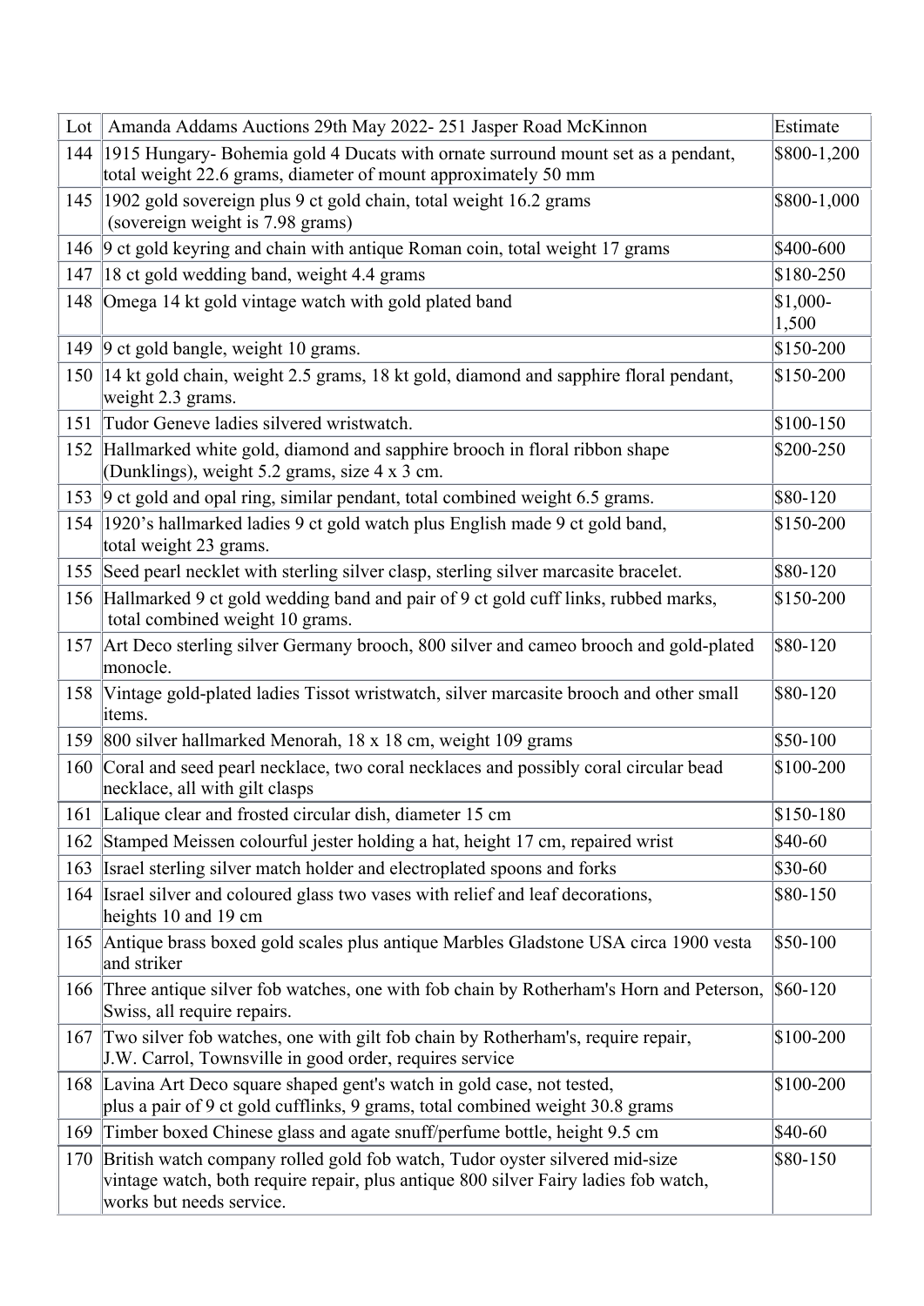| Lot | Amanda Addams Auctions 29th May 2022- 251 Jasper Road McKinnon | Estimate |
|---|---|---|
| 144 | 1915 Hungary- Bohemia gold 4 Ducats with ornate surround mount set as a pendant, total weight 22.6 grams, diameter of mount approximately 50 mm | $800-1,200 |
| 145 | 1902 gold sovereign plus 9 ct gold chain, total weight 16.2 grams (sovereign weight is 7.98 grams) | $800-1,000 |
| 146 | 9 ct gold keyring and chain with antique Roman coin, total weight 17 grams | $400-600 |
| 147 | 18 ct gold wedding band, weight 4.4 grams | $180-250 |
| 148 | Omega 14 kt gold vintage watch with gold plated band | $1,000-1,500 |
| 149 | 9 ct gold bangle, weight 10 grams. | $150-200 |
| 150 | 14 kt gold chain, weight 2.5 grams, 18 kt gold, diamond and sapphire floral pendant, weight 2.3 grams. | $150-200 |
| 151 | Tudor Geneve ladies silvered wristwatch. | $100-150 |
| 152 | Hallmarked white gold, diamond and sapphire brooch in floral ribbon shape (Dunklings), weight 5.2 grams, size 4 x 3 cm. | $200-250 |
| 153 | 9 ct gold and opal ring, similar pendant, total combined weight 6.5 grams. | $80-120 |
| 154 | 1920's hallmarked ladies 9 ct gold watch plus English made 9 ct gold band, total weight 23 grams. | $150-200 |
| 155 | Seed pearl necklet with sterling silver clasp, sterling silver marcasite bracelet. | $80-120 |
| 156 | Hallmarked 9 ct gold wedding band and pair of 9 ct gold cuff links, rubbed marks, total combined weight 10 grams. | $150-200 |
| 157 | Art Deco sterling silver Germany brooch, 800 silver and cameo brooch and gold-plated monocle. | $80-120 |
| 158 | Vintage gold-plated ladies Tissot wristwatch, silver marcasite brooch and other small items. | $80-120 |
| 159 | 800 silver hallmarked Menorah, 18 x 18 cm, weight 109 grams | $50-100 |
| 160 | Coral and seed pearl necklace, two coral necklaces and possibly coral circular bead necklace, all with gilt clasps | $100-200 |
| 161 | Lalique clear and frosted circular dish, diameter 15 cm | $150-180 |
| 162 | Stamped Meissen colourful jester holding a hat, height 17 cm, repaired wrist | $40-60 |
| 163 | Israel sterling silver match holder and electroplated spoons and forks | $30-60 |
| 164 | Israel silver and coloured glass two vases with relief and leaf decorations, heights 10 and 19 cm | $80-150 |
| 165 | Antique brass boxed gold scales plus antique Marbles Gladstone USA circa 1900 vesta and striker | $50-100 |
| 166 | Three antique silver fob watches, one with fob chain by Rotherham's Horn and Peterson, Swiss, all require repairs. | $60-120 |
| 167 | Two silver fob watches, one with gilt fob chain by Rotherham's, require repair, J.W. Carrol, Townsville in good order, requires service | $100-200 |
| 168 | Lavina Art Deco square shaped gent's watch in gold case, not tested, plus a pair of 9 ct gold cufflinks, 9 grams, total combined weight 30.8 grams | $100-200 |
| 169 | Timber boxed Chinese glass and agate snuff/perfume bottle, height 9.5 cm | $40-60 |
| 170 | British watch company rolled gold fob watch, Tudor oyster silvered mid-size vintage watch, both require repair, plus antique 800 silver Fairy ladies fob watch, works but needs service. | $80-150 |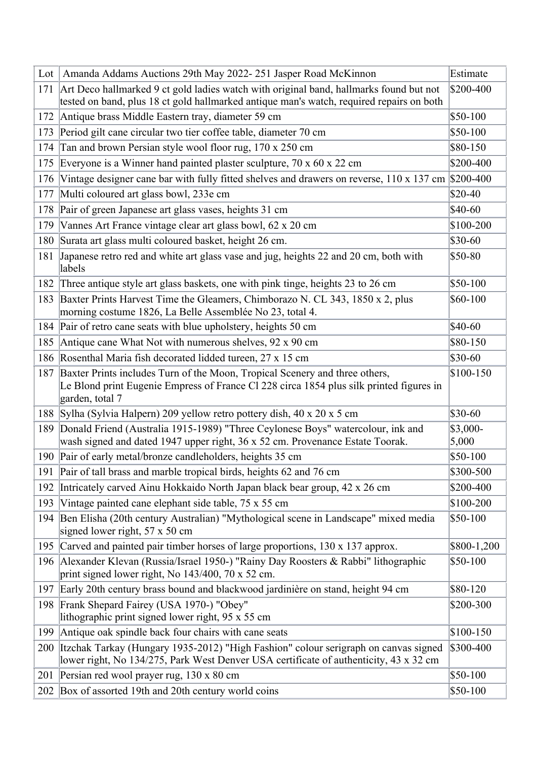| Lot | Amanda Addams Auctions 29th May 2022- 251 Jasper Road McKinnon | Estimate |
|---|---|---|
| 171 | Art Deco hallmarked 9 ct gold ladies watch with original band, hallmarks found but not tested on band, plus 18 ct gold hallmarked antique man's watch, required repairs on both | $200-400 |
| 172 | Antique brass Middle Eastern tray, diameter 59 cm | $50-100 |
| 173 | Period gilt cane circular two tier coffee table, diameter 70 cm | $50-100 |
| 174 | Tan and brown Persian style wool floor rug, 170 x 250 cm | $80-150 |
| 175 | Everyone is a Winner hand painted plaster sculpture, 70 x 60 x 22 cm | $200-400 |
| 176 | Vintage designer cane bar with fully fitted shelves and drawers on reverse, 110 x 137 cm | $200-400 |
| 177 | Multi coloured art glass bowl, 233e cm | $20-40 |
| 178 | Pair of green Japanese art glass vases, heights 31 cm | $40-60 |
| 179 | Vannes Art France vintage clear art glass bowl, 62 x 20 cm | $100-200 |
| 180 | Surata art glass multi coloured basket, height 26 cm. | $30-60 |
| 181 | Japanese retro red and white art glass vase and jug, heights 22 and 20 cm, both with labels | $50-80 |
| 182 | Three antique style art glass baskets, one with pink tinge, heights 23 to 26 cm | $50-100 |
| 183 | Baxter Prints Harvest Time the Gleamers, Chimborazo N. CL 343, 1850 x 2, plus morning costume 1826, La Belle Assemblée No 23, total 4. | $60-100 |
| 184 | Pair of retro cane seats with blue upholstery, heights 50 cm | $40-60 |
| 185 | Antique cane What Not with numerous shelves, 92 x 90 cm | $80-150 |
| 186 | Rosenthal Maria fish decorated lidded tureen, 27 x 15 cm | $30-60 |
| 187 | Baxter Prints includes Turn of the Moon, Tropical Scenery and three others, Le Blond print Eugenie Empress of France Cl 228 circa 1854 plus silk printed figures in garden, total 7 | $100-150 |
| 188 | Sylha (Sylvia Halpern) 209 yellow retro pottery dish, 40 x 20 x 5 cm | $30-60 |
| 189 | Donald Friend (Australia 1915-1989) "Three Ceylonese Boys" watercolour, ink and wash signed and dated 1947 upper right, 36 x 52 cm. Provenance Estate Toorak. | $3,000-5,000 |
| 190 | Pair of early metal/bronze candleholders, heights 35 cm | $50-100 |
| 191 | Pair of tall brass and marble tropical birds, heights 62 and 76 cm | $300-500 |
| 192 | Intricately carved Ainu Hokkaido North Japan black bear group, 42 x 26 cm | $200-400 |
| 193 | Vintage painted cane elephant side table, 75 x 55 cm | $100-200 |
| 194 | Ben Elisha (20th century Australian) "Mythological scene in Landscape" mixed media signed lower right, 57 x 50 cm | $50-100 |
| 195 | Carved and painted pair timber horses of large proportions, 130 x 137 approx. | $800-1,200 |
| 196 | Alexander Klevan (Russia/Israel 1950-) "Rainy Day Roosters & Rabbi" lithographic print signed lower right, No 143/400, 70 x 52 cm. | $50-100 |
| 197 | Early 20th century brass bound and blackwood jardinière on stand, height 94 cm | $80-120 |
| 198 | Frank Shepard Fairey (USA 1970-) "Obey" lithographic print signed lower right, 95 x 55 cm | $200-300 |
| 199 | Antique oak spindle back four chairs with cane seats | $100-150 |
| 200 | Itzchak Tarkay (Hungary 1935-2012) "High Fashion" colour serigraph on canvas signed lower right, No 134/275, Park West Denver USA certificate of authenticity, 43 x 32 cm | $300-400 |
| 201 | Persian red wool prayer rug, 130 x 80 cm | $50-100 |
| 202 | Box of assorted 19th and 20th century world coins | $50-100 |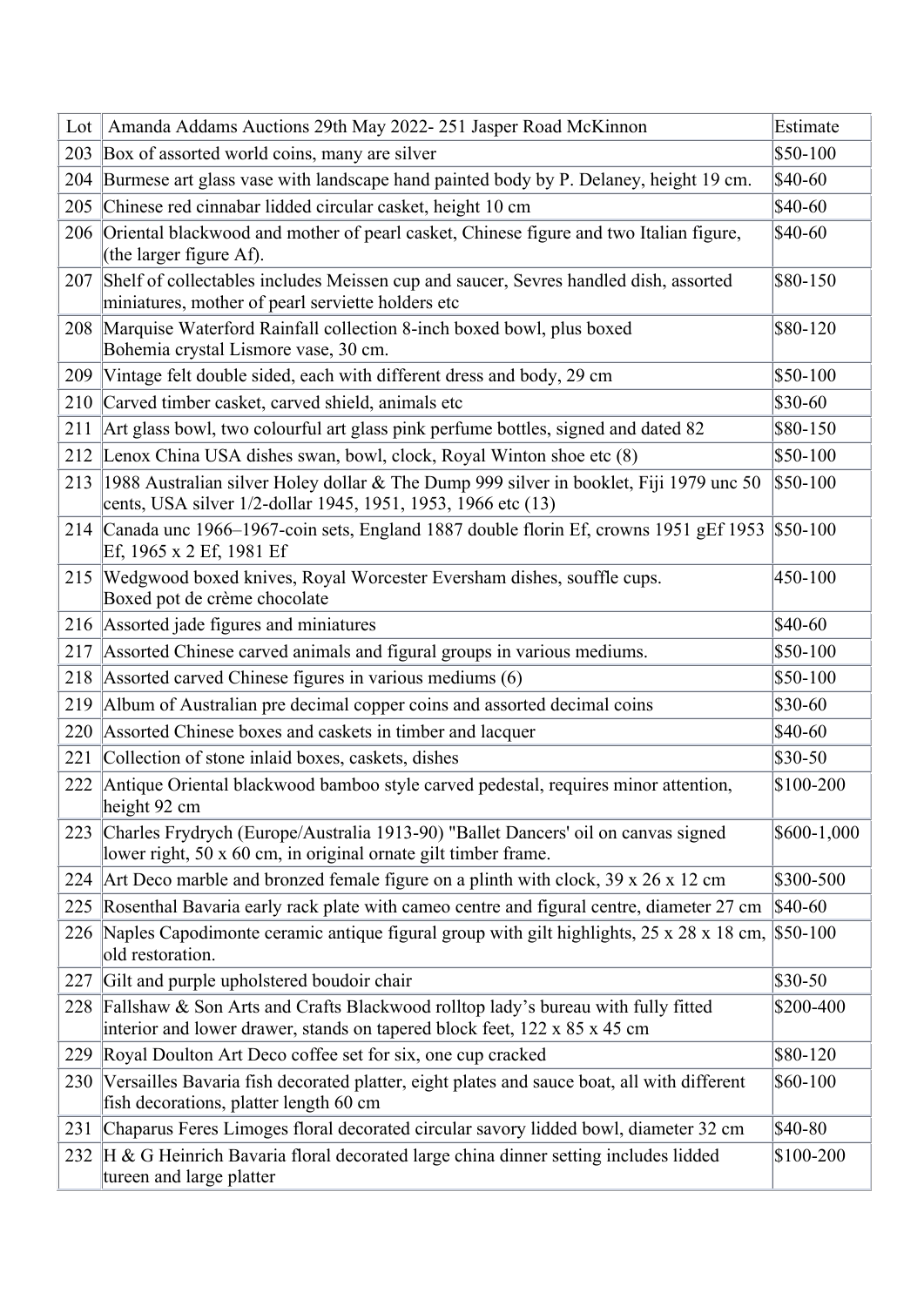| Lot | Amanda Addams Auctions 29th May 2022- 251 Jasper Road McKinnon | Estimate |
|---|---|---|
| 203 | Box of assorted world coins, many are silver | $50-100 |
| 204 | Burmese art glass vase with landscape hand painted body by P. Delaney, height 19 cm. | $40-60 |
| 205 | Chinese red cinnabar lidded circular casket, height 10 cm | $40-60 |
| 206 | Oriental blackwood and mother of pearl casket, Chinese figure and two Italian figure, (the larger figure Af). | $40-60 |
| 207 | Shelf of collectables includes Meissen cup and saucer, Sevres handled dish, assorted miniatures, mother of pearl serviette holders etc | $80-150 |
| 208 | Marquise Waterford Rainfall collection 8-inch boxed bowl, plus boxed Bohemia crystal Lismore vase, 30 cm. | $80-120 |
| 209 | Vintage felt double sided, each with different dress and body, 29 cm | $50-100 |
| 210 | Carved timber casket, carved shield, animals etc | $30-60 |
| 211 | Art glass bowl, two colourful art glass pink perfume bottles, signed and dated 82 | $80-150 |
| 212 | Lenox China USA dishes swan, bowl, clock, Royal Winton shoe etc (8) | $50-100 |
| 213 | 1988 Australian silver Holey dollar & The Dump 999 silver in booklet, Fiji 1979 unc 50 cents, USA silver 1/2-dollar 1945, 1951, 1953, 1966 etc (13) | $50-100 |
| 214 | Canada unc 1966–1967-coin sets, England 1887 double florin Ef, crowns 1951 gEf 1953 Ef, 1965 x 2 Ef, 1981 Ef | $50-100 |
| 215 | Wedgwood boxed knives, Royal Worcester Eversham dishes, souffle cups. Boxed pot de crème chocolate | 450-100 |
| 216 | Assorted jade figures and miniatures | $40-60 |
| 217 | Assorted Chinese carved animals and figural groups in various mediums. | $50-100 |
| 218 | Assorted carved Chinese figures in various mediums (6) | $50-100 |
| 219 | Album of Australian pre decimal copper coins and assorted decimal coins | $30-60 |
| 220 | Assorted Chinese boxes and caskets in timber and lacquer | $40-60 |
| 221 | Collection of stone inlaid boxes, caskets, dishes | $30-50 |
| 222 | Antique Oriental blackwood bamboo style carved pedestal, requires minor attention, height 92 cm | $100-200 |
| 223 | Charles Frydrych (Europe/Australia 1913-90) "Ballet Dancers' oil on canvas signed lower right, 50 x 60 cm, in original ornate gilt timber frame. | $600-1,000 |
| 224 | Art Deco marble and bronzed female figure on a plinth with clock, 39 x 26 x 12 cm | $300-500 |
| 225 | Rosenthal Bavaria early rack plate with cameo centre and figural centre, diameter 27 cm | $40-60 |
| 226 | Naples Capodimonte ceramic antique figural group with gilt highlights, 25 x 28 x 18 cm, old restoration. | $50-100 |
| 227 | Gilt and purple upholstered boudoir chair | $30-50 |
| 228 | Fallshaw & Son Arts and Crafts Blackwood rolltop lady's bureau with fully fitted interior and lower drawer, stands on tapered block feet, 122 x 85 x 45 cm | $200-400 |
| 229 | Royal Doulton Art Deco coffee set for six, one cup cracked | $80-120 |
| 230 | Versailles Bavaria fish decorated platter, eight plates and sauce boat, all with different fish decorations, platter length 60 cm | $60-100 |
| 231 | Chaparus Feres Limoges floral decorated circular savory lidded bowl, diameter 32 cm | $40-80 |
| 232 | H & G Heinrich Bavaria floral decorated large china dinner setting includes lidded tureen and large platter | $100-200 |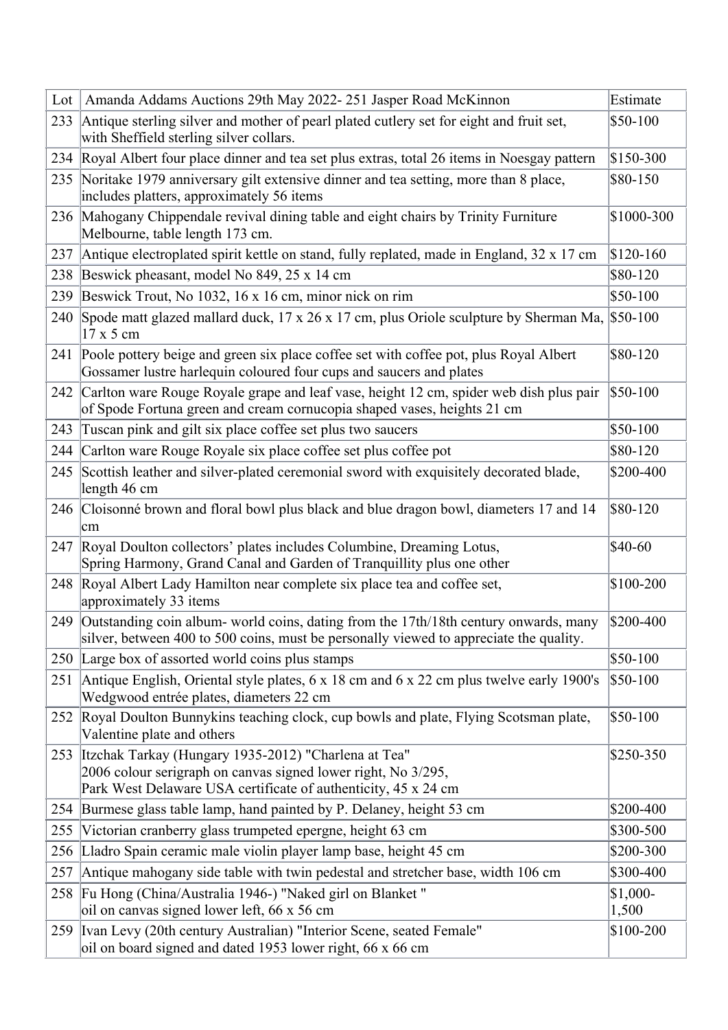| Lot | Amanda Addams Auctions 29th May 2022- 251 Jasper Road McKinnon | Estimate |
|---|---|---|
| 233 | Antique sterling silver and mother of pearl plated cutlery set for eight and fruit set, with Sheffield sterling silver collars. | $50-100 |
| 234 | Royal Albert four place dinner and tea set plus extras, total 26 items in Noesgay pattern | $150-300 |
| 235 | Noritake 1979 anniversary gilt extensive dinner and tea setting, more than 8 place, includes platters, approximately 56 items | $80-150 |
| 236 | Mahogany Chippendale revival dining table and eight chairs by Trinity Furniture Melbourne, table length 173 cm. | $1000-300 |
| 237 | Antique electroplated spirit kettle on stand, fully replated, made in England, 32 x 17 cm | $120-160 |
| 238 | Beswick pheasant, model No 849, 25 x 14 cm | $80-120 |
| 239 | Beswick Trout, No 1032, 16 x 16 cm, minor nick on rim | $50-100 |
| 240 | Spode matt glazed mallard duck, 17 x 26 x 17 cm, plus Oriole sculpture by Sherman Ma, 17 x 5 cm | $50-100 |
| 241 | Poole pottery beige and green six place coffee set with coffee pot, plus Royal Albert Gossamer lustre harlequin coloured four cups and saucers and plates | $80-120 |
| 242 | Carlton ware Rouge Royale grape and leaf vase, height 12 cm, spider web dish plus pair of Spode Fortuna green and cream cornucopia shaped vases, heights 21 cm | $50-100 |
| 243 | Tuscan pink and gilt six place coffee set plus two saucers | $50-100 |
| 244 | Carlton ware Rouge Royale six place coffee set plus coffee pot | $80-120 |
| 245 | Scottish leather and silver-plated ceremonial sword with exquisitely decorated blade, length 46 cm | $200-400 |
| 246 | Cloisonné brown and floral bowl plus black and blue dragon bowl, diameters 17 and 14 cm | $80-120 |
| 247 | Royal Doulton collectors' plates includes Columbine, Dreaming Lotus, Spring Harmony, Grand Canal and Garden of Tranquillity plus one other | $40-60 |
| 248 | Royal Albert Lady Hamilton near complete six place tea and coffee set, approximately 33 items | $100-200 |
| 249 | Outstanding coin album- world coins, dating from the 17th/18th century onwards, many silver, between 400 to 500 coins, must be personally viewed to appreciate the quality. | $200-400 |
| 250 | Large box of assorted world coins plus stamps | $50-100 |
| 251 | Antique English, Oriental style plates, 6 x 18 cm and 6 x 22 cm plus twelve early 1900's Wedgwood entrée plates, diameters 22 cm | $50-100 |
| 252 | Royal Doulton Bunnykins teaching clock, cup bowls and plate, Flying Scotsman plate, Valentine plate and others | $50-100 |
| 253 | Itzchak Tarkay (Hungary 1935-2012) "Charlena at Tea" 2006 colour serigraph on canvas signed lower right, No 3/295, Park West Delaware USA certificate of authenticity, 45 x 24 cm | $250-350 |
| 254 | Burmese glass table lamp, hand painted by P. Delaney, height 53 cm | $200-400 |
| 255 | Victorian cranberry glass trumpeted epergne, height 63 cm | $300-500 |
| 256 | Lladro Spain ceramic male violin player lamp base, height 45 cm | $200-300 |
| 257 | Antique mahogany side table with twin pedestal and stretcher base, width 106 cm | $300-400 |
| 258 | Fu Hong (China/Australia 1946-) "Naked girl on Blanket " oil on canvas signed lower left, 66 x 56 cm | $1,000-1,500 |
| 259 | Ivan Levy (20th century Australian) "Interior Scene, seated Female" oil on board signed and dated 1953 lower right, 66 x 66 cm | $100-200 |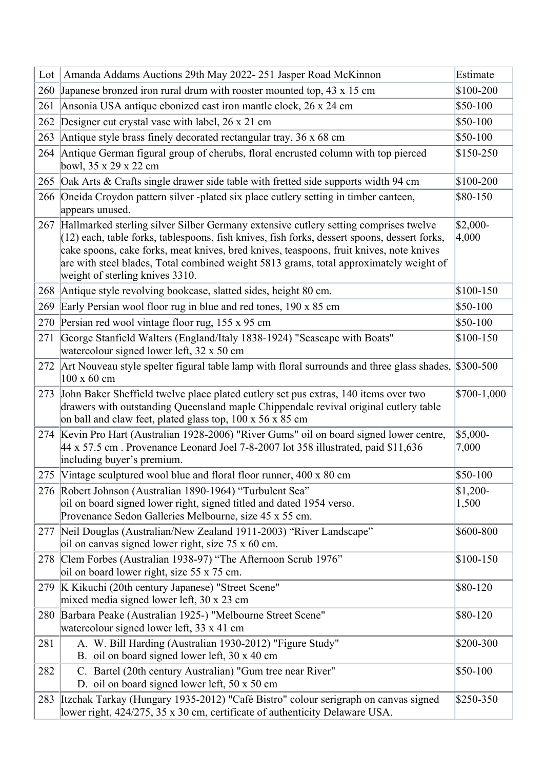| Lot | Amanda Addams Auctions 29th May 2022- 251 Jasper Road McKinnon | Estimate |
|---|---|---|
| 260 | Japanese bronzed iron rural drum with rooster mounted top, 43 x 15 cm | $100-200 |
| 261 | Ansonia USA antique ebonized cast iron mantle clock, 26 x 24 cm | $50-100 |
| 262 | Designer cut crystal vase with label, 26 x 21 cm | $50-100 |
| 263 | Antique style brass finely decorated rectangular tray, 36 x 68 cm | $50-100 |
| 264 | Antique German figural group of cherubs, floral encrusted column with top pierced bowl, 35 x 29 x 22 cm | $150-250 |
| 265 | Oak Arts & Crafts single drawer side table with fretted side supports width 94 cm | $100-200 |
| 266 | Oneida Croydon pattern silver -plated six place cutlery setting in timber canteen, appears unused. | $80-150 |
| 267 | Hallmarked sterling silver Silber Germany extensive cutlery setting comprises twelve (12) each, table forks, tablespoons, fish knives, fish forks, dessert spoons, dessert forks, cake spoons, cake forks, meat knives, bred knives, teaspoons, fruit knives, note knives are with steel blades, Total combined weight 5813 grams, total approximately weight of weight of sterling knives 3310. | $2,000-4,000 |
| 268 | Antique style revolving bookcase, slatted sides, height 80 cm. | $100-150 |
| 269 | Early Persian wool floor rug in blue and red tones, 190 x 85 cm | $50-100 |
| 270 | Persian red wool vintage floor rug, 155 x 95 cm | $50-100 |
| 271 | George Stanfield Walters (England/Italy 1838-1924) "Seascape with Boats" watercolour signed lower left, 32 x 50 cm | $100-150 |
| 272 | Art Nouveau style spelter figural table lamp with floral surrounds and three glass shades, 100 x 60 cm | $300-500 |
| 273 | John Baker Sheffield twelve place plated cutlery set pus extras, 140 items over two drawers with outstanding Queensland maple Chippendale revival original cutlery table on ball and claw feet, plated glass top, 100 x 56 x 85 cm | $700-1,000 |
| 274 | Kevin Pro Hart (Australian 1928-2006) "River Gums" oil on board signed lower centre, 44 x 57.5 cm . Provenance Leonard Joel 7-8-2007 lot 358 illustrated, paid $11,636 including buyer's premium. | $5,000-7,000 |
| 275 | Vintage sculptured wool blue and floral floor runner, 400 x 80 cm | $50-100 |
| 276 | Robert Johnson (Australian 1890-1964) "Turbulent Sea" oil on board signed lower right, signed titled and dated 1954 verso. Provenance Sedon Galleries Melbourne, size 45 x 55 cm. | $1,200-1,500 |
| 277 | Neil Douglas (Australian/New Zealand 1911-2003) "River Landscape" oil on canvas signed lower right, size 75 x 60 cm. | $600-800 |
| 278 | Clem Forbes (Australian 1938-97) "The Afternoon Scrub 1976" oil on board lower right, size 55 x 75 cm. | $100-150 |
| 279 | K Kikuchi (20th century Japanese) "Street Scene" mixed media signed lower left, 30 x 23 cm | $80-120 |
| 280 | Barbara Peake (Australian 1925-) "Melbourne Street Scene" watercolour signed lower left, 33 x 41 cm | $80-120 |
| 281 | A. W. Bill Harding (Australian 1930-2012) "Figure Study" B. oil on board signed lower left, 30 x 40 cm | $200-300 |
| 282 | C. Bartel (20th century Australian) "Gum tree near River" D. oil on board signed lower left, 50 x 50 cm | $50-100 |
| 283 | Itzchak Tarkay (Hungary 1935-2012) "Café Bistro" colour serigraph on canvas signed lower right, 424/275, 35 x 30 cm, certificate of authenticity Delaware USA. | $250-350 |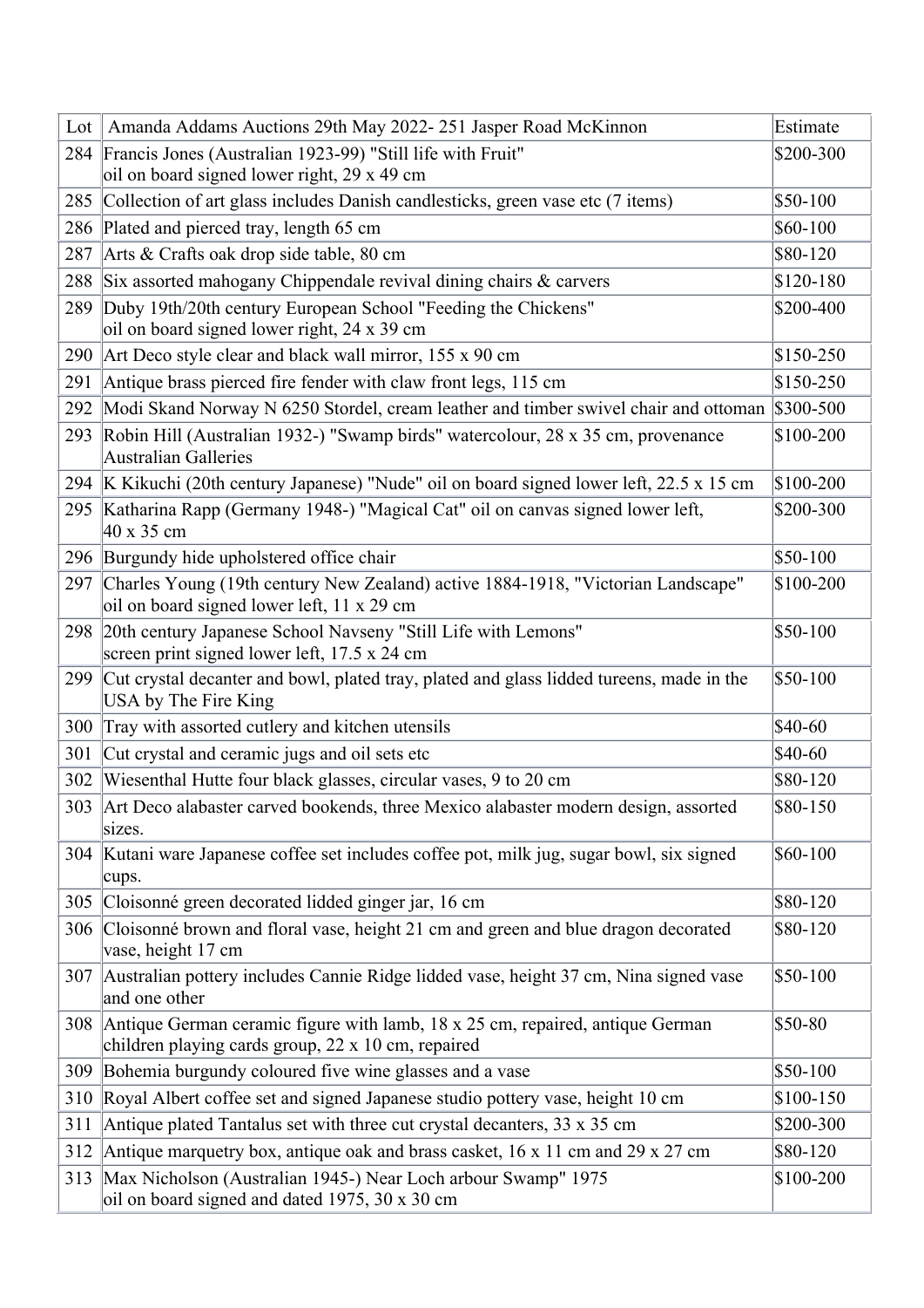| Lot | Amanda Addams Auctions 29th May 2022- 251 Jasper Road McKinnon | Estimate |
|---|---|---|
| 284 | Francis Jones (Australian 1923-99) "Still life with Fruit" oil on board signed lower right, 29 x 49 cm | $200-300 |
| 285 | Collection of art glass includes Danish candlesticks, green vase etc (7 items) | $50-100 |
| 286 | Plated and pierced tray, length 65 cm | $60-100 |
| 287 | Arts & Crafts oak drop side table, 80 cm | $80-120 |
| 288 | Six assorted mahogany Chippendale revival dining chairs & carvers | $120-180 |
| 289 | Duby 19th/20th century European School "Feeding the Chickens" oil on board signed lower right, 24 x 39 cm | $200-400 |
| 290 | Art Deco style clear and black wall mirror, 155 x 90 cm | $150-250 |
| 291 | Antique brass pierced fire fender with claw front legs, 115 cm | $150-250 |
| 292 | Modi Skand Norway N 6250 Stordel, cream leather and timber swivel chair and ottoman | $300-500 |
| 293 | Robin Hill (Australian 1932-) "Swamp birds" watercolour, 28 x 35 cm, provenance Australian Galleries | $100-200 |
| 294 | K Kikuchi (20th century Japanese) "Nude" oil on board signed lower left, 22.5 x 15 cm | $100-200 |
| 295 | Katharina Rapp (Germany 1948-) "Magical Cat" oil on canvas signed lower left, 40 x 35 cm | $200-300 |
| 296 | Burgundy hide upholstered office chair | $50-100 |
| 297 | Charles Young (19th century New Zealand) active 1884-1918, "Victorian Landscape" oil on board signed lower left, 11 x 29 cm | $100-200 |
| 298 | 20th century Japanese School Navseny "Still Life with Lemons" screen print signed lower left, 17.5 x 24 cm | $50-100 |
| 299 | Cut crystal decanter and bowl, plated tray, plated and glass lidded tureens, made in the USA by The Fire King | $50-100 |
| 300 | Tray with assorted cutlery and kitchen utensils | $40-60 |
| 301 | Cut crystal and ceramic jugs and oil sets etc | $40-60 |
| 302 | Wiesenthal Hutte four black glasses, circular vases, 9 to 20 cm | $80-120 |
| 303 | Art Deco alabaster carved bookends, three Mexico alabaster modern design, assorted sizes. | $80-150 |
| 304 | Kutani ware Japanese coffee set includes coffee pot, milk jug, sugar bowl, six signed cups. | $60-100 |
| 305 | Cloisonné green decorated lidded ginger jar, 16 cm | $80-120 |
| 306 | Cloisonné brown and floral vase, height 21 cm and green and blue dragon decorated vase, height 17 cm | $80-120 |
| 307 | Australian pottery includes Cannie Ridge lidded vase, height 37 cm, Nina signed vase and one other | $50-100 |
| 308 | Antique German ceramic figure with lamb, 18 x 25 cm, repaired, antique German children playing cards group, 22 x 10 cm, repaired | $50-80 |
| 309 | Bohemia burgundy coloured five wine glasses and a vase | $50-100 |
| 310 | Royal Albert coffee set and signed Japanese studio pottery vase, height 10 cm | $100-150 |
| 311 | Antique plated Tantalus set with three cut crystal decanters, 33 x 35 cm | $200-300 |
| 312 | Antique marquetry box, antique oak and brass casket, 16 x 11 cm and 29 x 27 cm | $80-120 |
| 313 | Max Nicholson (Australian 1945-) Near Loch arbour Swamp" 1975 oil on board signed and dated 1975, 30 x 30 cm | $100-200 |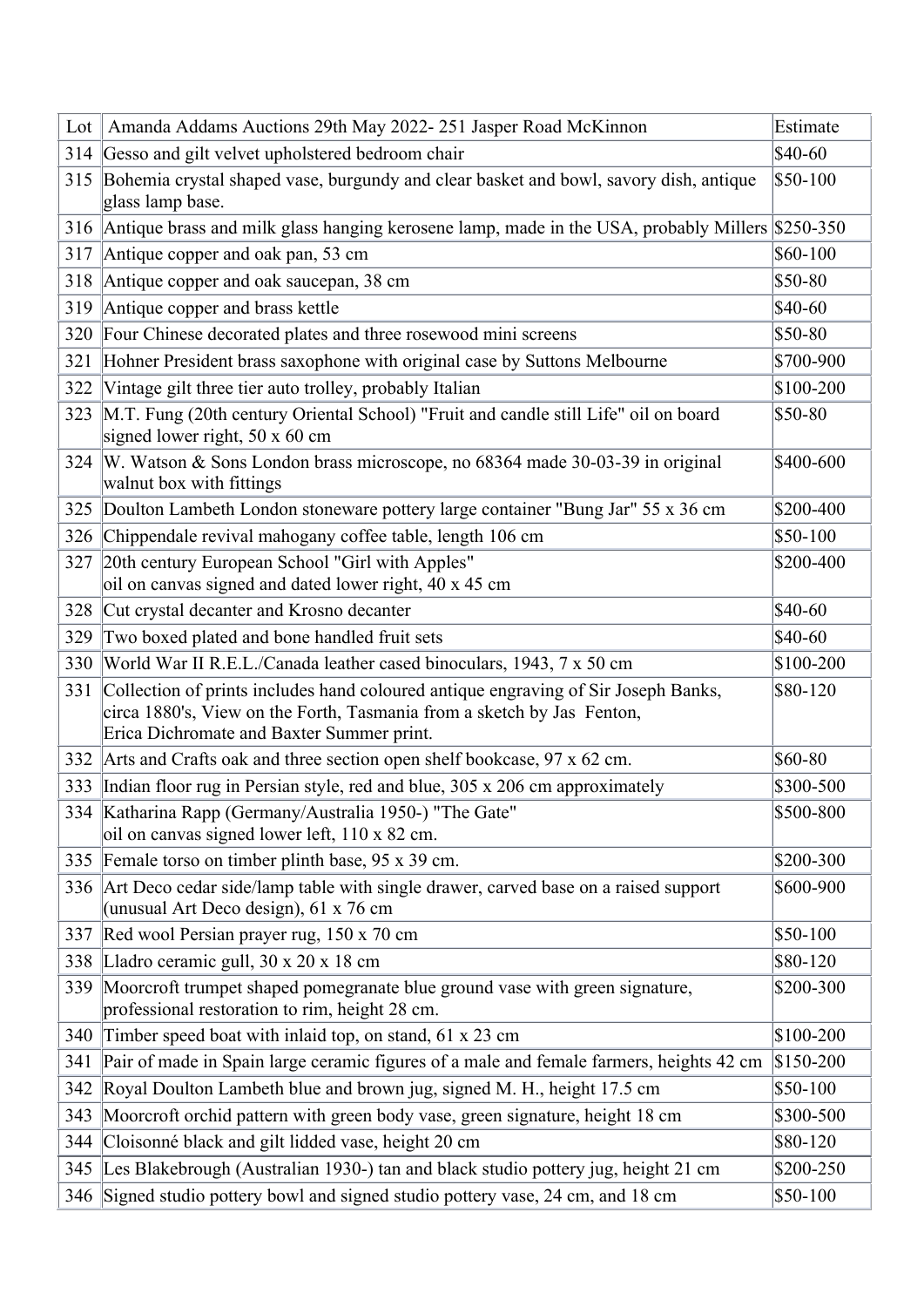| Lot | Amanda Addams Auctions 29th May 2022- 251 Jasper Road McKinnon | Estimate |
|---|---|---|
| 314 | Gesso and gilt velvet upholstered bedroom chair | $40-60 |
| 315 | Bohemia crystal shaped vase, burgundy and clear basket and bowl, savory dish, antique glass lamp base. | $50-100 |
| 316 | Antique brass and milk glass hanging kerosene lamp, made in the USA, probably Millers | $250-350 |
| 317 | Antique copper and oak pan, 53 cm | $60-100 |
| 318 | Antique copper and oak saucepan, 38 cm | $50-80 |
| 319 | Antique copper and brass kettle | $40-60 |
| 320 | Four Chinese decorated plates and three rosewood mini screens | $50-80 |
| 321 | Hohner President brass saxophone with original case by Suttons Melbourne | $700-900 |
| 322 | Vintage gilt three tier auto trolley, probably Italian | $100-200 |
| 323 | M.T. Fung (20th century Oriental School) "Fruit and candle still Life" oil on board signed lower right, 50 x 60 cm | $50-80 |
| 324 | W. Watson & Sons London brass microscope, no 68364 made 30-03-39 in original walnut box with fittings | $400-600 |
| 325 | Doulton Lambeth London stoneware pottery large container "Bung Jar" 55 x 36 cm | $200-400 |
| 326 | Chippendale revival mahogany coffee table, length 106 cm | $50-100 |
| 327 | 20th century European School "Girl with Apples" oil on canvas signed and dated lower right, 40 x 45 cm | $200-400 |
| 328 | Cut crystal decanter and Krosno decanter | $40-60 |
| 329 | Two boxed plated and bone handled fruit sets | $40-60 |
| 330 | World War II R.E.L./Canada leather cased binoculars, 1943, 7 x 50 cm | $100-200 |
| 331 | Collection of prints includes hand coloured antique engraving of Sir Joseph Banks, circa 1880's, View on the Forth, Tasmania from a sketch by Jas Fenton, Erica Dichromate and Baxter Summer print. | $80-120 |
| 332 | Arts and Crafts oak and three section open shelf bookcase, 97 x 62 cm. | $60-80 |
| 333 | Indian floor rug in Persian style, red and blue, 305 x 206 cm approximately | $300-500 |
| 334 | Katharina Rapp (Germany/Australia 1950-) "The Gate" oil on canvas signed lower left, 110 x 82 cm. | $500-800 |
| 335 | Female torso on timber plinth base, 95 x 39 cm. | $200-300 |
| 336 | Art Deco cedar side/lamp table with single drawer, carved base on a raised support (unusual Art Deco design), 61 x 76 cm | $600-900 |
| 337 | Red wool Persian prayer rug, 150 x 70 cm | $50-100 |
| 338 | Lladro ceramic gull, 30 x 20 x 18 cm | $80-120 |
| 339 | Moorcroft trumpet shaped pomegranate blue ground vase with green signature, professional restoration to rim, height 28 cm. | $200-300 |
| 340 | Timber speed boat with inlaid top, on stand, 61 x 23 cm | $100-200 |
| 341 | Pair of made in Spain large ceramic figures of a male and female farmers, heights 42 cm | $150-200 |
| 342 | Royal Doulton Lambeth blue and brown jug, signed M. H., height 17.5 cm | $50-100 |
| 343 | Moorcroft orchid pattern with green body vase, green signature, height 18 cm | $300-500 |
| 344 | Cloisonné black and gilt lidded vase, height 20 cm | $80-120 |
| 345 | Les Blakebrough (Australian 1930-) tan and black studio pottery jug, height 21 cm | $200-250 |
| 346 | Signed studio pottery bowl and signed studio pottery vase, 24 cm, and 18 cm | $50-100 |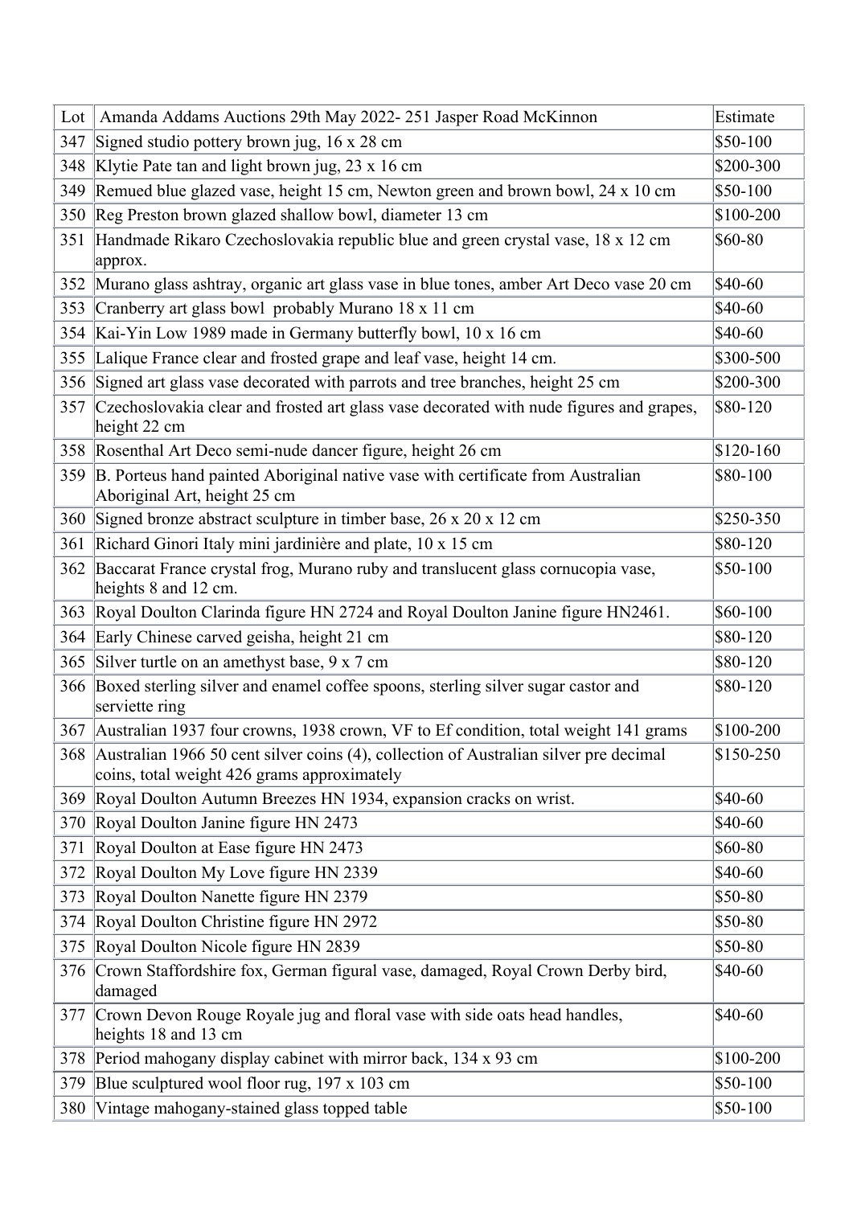| Lot | Amanda Addams Auctions 29th May 2022- 251 Jasper Road McKinnon | Estimate |
|---|---|---|
| 347 | Signed studio pottery brown jug, 16 x 28 cm | $50-100 |
| 348 | Klytie Pate tan and light brown jug, 23 x 16 cm | $200-300 |
| 349 | Remued blue glazed vase, height 15 cm, Newton green and brown bowl, 24 x 10 cm | $50-100 |
| 350 | Reg Preston brown glazed shallow bowl, diameter 13 cm | $100-200 |
| 351 | Handmade Rikaro Czechoslovakia republic blue and green crystal vase, 18 x 12 cm approx. | $60-80 |
| 352 | Murano glass ashtray, organic art glass vase in blue tones, amber Art Deco vase 20 cm | $40-60 |
| 353 | Cranberry art glass bowl probably Murano 18 x 11 cm | $40-60 |
| 354 | Kai-Yin Low 1989 made in Germany butterfly bowl, 10 x 16 cm | $40-60 |
| 355 | Lalique France clear and frosted grape and leaf vase, height 14 cm. | $300-500 |
| 356 | Signed art glass vase decorated with parrots and tree branches, height 25 cm | $200-300 |
| 357 | Czechoslovakia clear and frosted art glass vase decorated with nude figures and grapes, height 22 cm | $80-120 |
| 358 | Rosenthal Art Deco semi-nude dancer figure, height 26 cm | $120-160 |
| 359 | B. Porteus hand painted Aboriginal native vase with certificate from Australian Aboriginal Art, height 25 cm | $80-100 |
| 360 | Signed bronze abstract sculpture in timber base, 26 x 20 x 12 cm | $250-350 |
| 361 | Richard Ginori Italy mini jardinière and plate, 10 x 15 cm | $80-120 |
| 362 | Baccarat France crystal frog, Murano ruby and translucent glass cornucopia vase, heights 8 and 12 cm. | $50-100 |
| 363 | Royal Doulton Clarinda figure HN 2724 and Royal Doulton Janine figure HN2461. | $60-100 |
| 364 | Early Chinese carved geisha, height 21 cm | $80-120 |
| 365 | Silver turtle on an amethyst base, 9 x 7 cm | $80-120 |
| 366 | Boxed sterling silver and enamel coffee spoons, sterling silver sugar castor and serviette ring | $80-120 |
| 367 | Australian 1937 four crowns, 1938 crown, VF to Ef condition, total weight 141 grams | $100-200 |
| 368 | Australian 1966 50 cent silver coins (4), collection of Australian silver pre decimal coins, total weight 426 grams approximately | $150-250 |
| 369 | Royal Doulton Autumn Breezes HN 1934, expansion cracks on wrist. | $40-60 |
| 370 | Royal Doulton Janine figure HN 2473 | $40-60 |
| 371 | Royal Doulton at Ease figure HN 2473 | $60-80 |
| 372 | Royal Doulton My Love figure HN 2339 | $40-60 |
| 373 | Royal Doulton Nanette figure HN 2379 | $50-80 |
| 374 | Royal Doulton Christine figure HN 2972 | $50-80 |
| 375 | Royal Doulton Nicole figure HN 2839 | $50-80 |
| 376 | Crown Staffordshire fox, German figural vase, damaged, Royal Crown Derby bird, damaged | $40-60 |
| 377 | Crown Devon Rouge Royale jug and floral vase with side oats head handles, heights 18 and 13 cm | $40-60 |
| 378 | Period mahogany display cabinet with mirror back, 134 x 93 cm | $100-200 |
| 379 | Blue sculptured wool floor rug, 197 x 103 cm | $50-100 |
| 380 | Vintage mahogany-stained glass topped table | $50-100 |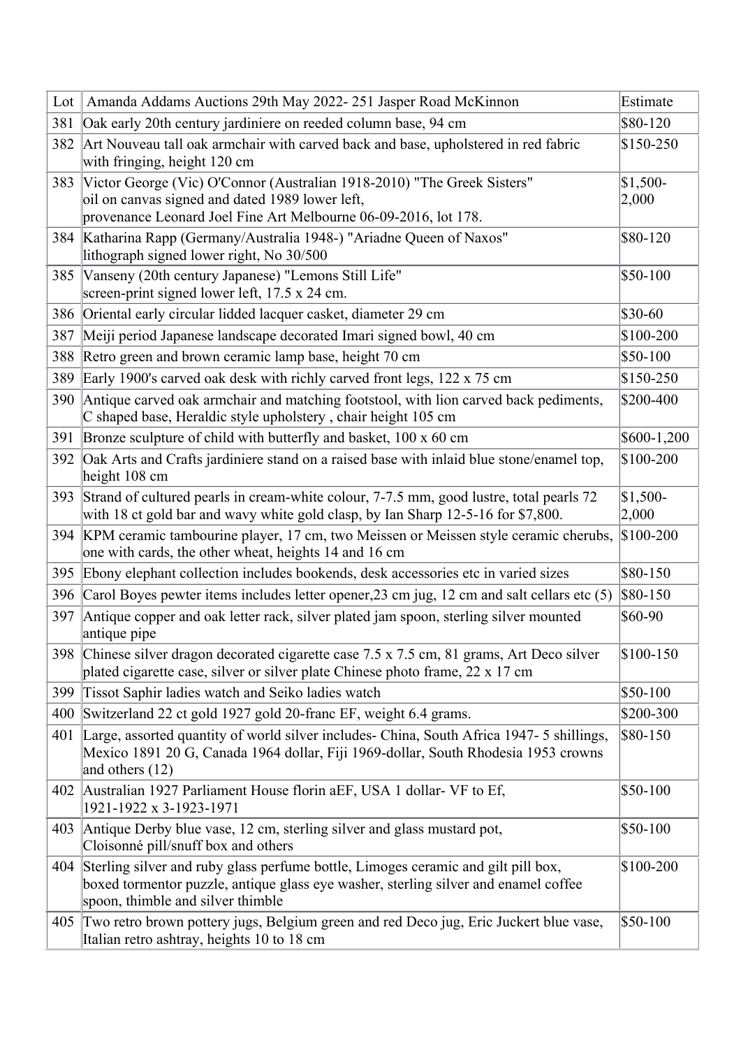| Lot | Amanda Addams Auctions 29th May 2022- 251 Jasper Road McKinnon | Estimate |
|---|---|---|
| 381 | Oak early 20th century jardiniere on reeded column base, 94 cm | $80-120 |
| 382 | Art Nouveau tall oak armchair with carved back and base, upholstered in red fabric with fringing, height 120 cm | $150-250 |
| 383 | Victor George (Vic) O'Connor (Australian 1918-2010) "The Greek Sisters" oil on canvas signed and dated 1989 lower left, provenance Leonard Joel Fine Art Melbourne 06-09-2016, lot 178. | $1,500-2,000 |
| 384 | Katharina Rapp (Germany/Australia 1948-) "Ariadne Queen of Naxos" lithograph signed lower right, No 30/500 | $80-120 |
| 385 | Vanseny (20th century Japanese) "Lemons Still Life" screen-print signed lower left, 17.5 x 24 cm. | $50-100 |
| 386 | Oriental early circular lidded lacquer casket, diameter 29 cm | $30-60 |
| 387 | Meiji period Japanese landscape decorated Imari signed bowl, 40 cm | $100-200 |
| 388 | Retro green and brown ceramic lamp base, height 70 cm | $50-100 |
| 389 | Early 1900's carved oak desk with richly carved front legs, 122 x 75 cm | $150-250 |
| 390 | Antique carved oak armchair and matching footstool, with lion carved back pediments, C shaped base, Heraldic style upholstery , chair height 105 cm | $200-400 |
| 391 | Bronze sculpture of child with butterfly and basket, 100 x 60 cm | $600-1,200 |
| 392 | Oak Arts and Crafts jardiniere stand on a raised base with inlaid blue stone/enamel top, height 108 cm | $100-200 |
| 393 | Strand of cultured pearls in cream-white colour, 7-7.5 mm, good lustre, total pearls 72 with 18 ct gold bar and wavy white gold clasp, by Ian Sharp 12-5-16 for $7,800. | $1,500-2,000 |
| 394 | KPM ceramic tambourine player, 17 cm, two Meissen or Meissen style ceramic cherubs, one with cards, the other wheat, heights 14 and 16 cm | $100-200 |
| 395 | Ebony elephant collection includes bookends, desk accessories etc in varied sizes | $80-150 |
| 396 | Carol Boyes pewter items includes letter opener,23 cm jug, 12 cm and salt cellars etc (5) | $80-150 |
| 397 | Antique copper and oak letter rack, silver plated jam spoon, sterling silver mounted antique pipe | $60-90 |
| 398 | Chinese silver dragon decorated cigarette case 7.5 x 7.5 cm, 81 grams, Art Deco silver plated cigarette case, silver or silver plate Chinese photo frame, 22 x 17 cm | $100-150 |
| 399 | Tissot Saphir ladies watch and Seiko ladies watch | $50-100 |
| 400 | Switzerland 22 ct gold 1927 gold 20-franc EF, weight 6.4 grams. | $200-300 |
| 401 | Large, assorted quantity of world silver includes- China, South Africa 1947- 5 shillings, Mexico 1891 20 G, Canada 1964 dollar, Fiji 1969-dollar, South Rhodesia 1953 crowns and others (12) | $80-150 |
| 402 | Australian 1927 Parliament House florin aEF, USA 1 dollar- VF to Ef, 1921-1922 x 3-1923-1971 | $50-100 |
| 403 | Antique Derby blue vase, 12 cm, sterling silver and glass mustard pot, Cloisonné pill/snuff box and others | $50-100 |
| 404 | Sterling silver and ruby glass perfume bottle, Limoges ceramic and gilt pill box, boxed tormentor puzzle, antique glass eye washer, sterling silver and enamel coffee spoon, thimble and silver thimble | $100-200 |
| 405 | Two retro brown pottery jugs, Belgium green and red Deco jug, Eric Juckert blue vase, Italian retro ashtray, heights 10 to 18 cm | $50-100 |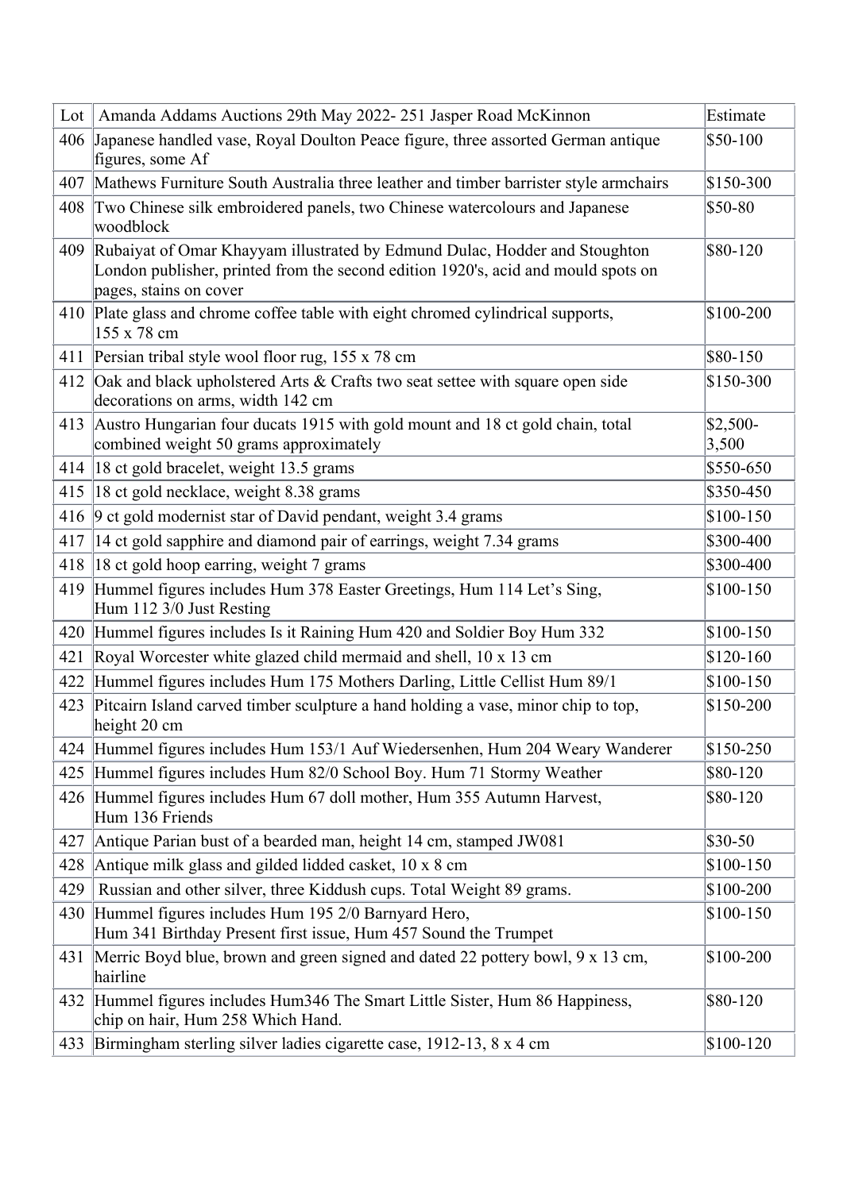| Lot | Amanda Addams Auctions 29th May 2022- 251 Jasper Road McKinnon | Estimate |
|---|---|---|
| 406 | Japanese handled vase, Royal Doulton Peace figure, three assorted German antique figures, some Af | $50-100 |
| 407 | Mathews Furniture South Australia three leather and timber barrister style armchairs | $150-300 |
| 408 | Two Chinese silk embroidered panels, two Chinese watercolours and Japanese woodblock | $50-80 |
| 409 | Rubaiyat of Omar Khayyam illustrated by Edmund Dulac, Hodder and Stoughton London publisher, printed from the second edition 1920's, acid and mould spots on pages, stains on cover | $80-120 |
| 410 | Plate glass and chrome coffee table with eight chromed cylindrical supports, 155 x 78 cm | $100-200 |
| 411 | Persian tribal style wool floor rug, 155 x 78 cm | $80-150 |
| 412 | Oak and black upholstered Arts & Crafts two seat settee with square open side decorations on arms, width 142 cm | $150-300 |
| 413 | Austro Hungarian four ducats 1915 with gold mount and 18 ct gold chain, total combined weight 50 grams approximately | $2,500-3,500 |
| 414 | 18 ct gold bracelet, weight 13.5 grams | $550-650 |
| 415 | 18 ct gold necklace, weight 8.38 grams | $350-450 |
| 416 | 9 ct gold modernist star of David pendant, weight 3.4 grams | $100-150 |
| 417 | 14 ct gold sapphire and diamond pair of earrings, weight 7.34 grams | $300-400 |
| 418 | 18 ct gold hoop earring, weight 7 grams | $300-400 |
| 419 | Hummel figures includes Hum 378 Easter Greetings, Hum 114 Let's Sing, Hum 112 3/0 Just Resting | $100-150 |
| 420 | Hummel figures includes Is it Raining Hum 420 and Soldier Boy Hum 332 | $100-150 |
| 421 | Royal Worcester white glazed child mermaid and shell, 10 x 13 cm | $120-160 |
| 422 | Hummel figures includes Hum 175 Mothers Darling, Little Cellist Hum 89/1 | $100-150 |
| 423 | Pitcairn Island carved timber sculpture a hand holding a vase, minor chip to top, height 20 cm | $150-200 |
| 424 | Hummel figures includes Hum 153/1 Auf Wiedersenhen, Hum 204 Weary Wanderer | $150-250 |
| 425 | Hummel figures includes Hum 82/0 School Boy. Hum 71 Stormy Weather | $80-120 |
| 426 | Hummel figures includes Hum 67 doll mother, Hum 355 Autumn Harvest, Hum 136 Friends | $80-120 |
| 427 | Antique Parian bust of a bearded man, height 14 cm, stamped JW081 | $30-50 |
| 428 | Antique milk glass and gilded lidded casket, 10 x 8 cm | $100-150 |
| 429 | Russian and other silver, three Kiddush cups. Total Weight 89 grams. | $100-200 |
| 430 | Hummel figures includes Hum 195 2/0 Barnyard Hero, Hum 341 Birthday Present first issue, Hum 457 Sound the Trumpet | $100-150 |
| 431 | Merric Boyd blue, brown and green signed and dated 22 pottery bowl, 9 x 13 cm, hairline | $100-200 |
| 432 | Hummel figures includes Hum346 The Smart Little Sister, Hum 86 Happiness, chip on hair, Hum 258 Which Hand. | $80-120 |
| 433 | Birmingham sterling silver ladies cigarette case, 1912-13, 8 x 4 cm | $100-120 |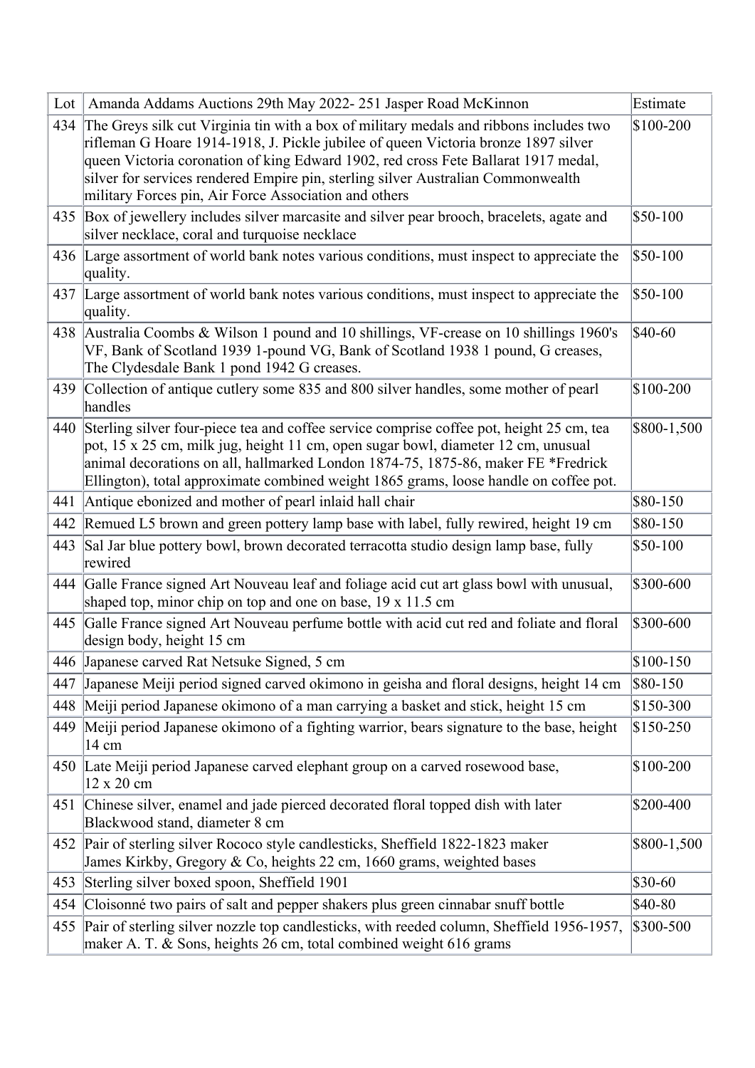| Lot | Amanda Addams Auctions 29th May 2022- 251 Jasper Road McKinnon | Estimate |
|---|---|---|
| 434 | The Greys silk cut Virginia tin with a box of military medals and ribbons includes two rifleman G Hoare 1914-1918, J. Pickle jubilee of queen Victoria bronze 1897 silver queen Victoria coronation of king Edward 1902, red cross Fete Ballarat 1917 medal, silver for services rendered Empire pin, sterling silver Australian Commonwealth military Forces pin, Air Force Association and others | $100-200 |
| 435 | Box of jewellery includes silver marcasite and silver pear brooch, bracelets, agate and silver necklace, coral and turquoise necklace | $50-100 |
| 436 | Large assortment of world bank notes various conditions, must inspect to appreciate the quality. | $50-100 |
| 437 | Large assortment of world bank notes various conditions, must inspect to appreciate the quality. | $50-100 |
| 438 | Australia Coombs & Wilson 1 pound and 10 shillings, VF-crease on 10 shillings 1960's VF, Bank of Scotland 1939 1-pound VG, Bank of Scotland 1938 1 pound, G creases, The Clydesdale Bank 1 pond 1942 G creases. | $40-60 |
| 439 | Collection of antique cutlery some 835 and 800 silver handles, some mother of pearl handles | $100-200 |
| 440 | Sterling silver four-piece tea and coffee service comprise coffee pot, height 25 cm, tea pot, 15 x 25 cm, milk jug, height 11 cm, open sugar bowl, diameter 12 cm, unusual animal decorations on all, hallmarked London 1874-75, 1875-86, maker FE *Fredrick Ellington), total approximate combined weight 1865 grams, loose handle on coffee pot. | $800-1,500 |
| 441 | Antique ebonized and mother of pearl inlaid hall chair | $80-150 |
| 442 | Remued L5 brown and green pottery lamp base with label, fully rewired, height 19 cm | $80-150 |
| 443 | Sal Jar blue pottery bowl, brown decorated terracotta studio design lamp base, fully rewired | $50-100 |
| 444 | Galle France signed Art Nouveau leaf and foliage acid cut art glass bowl with unusual, shaped top, minor chip on top and one on base, 19 x 11.5 cm | $300-600 |
| 445 | Galle France signed Art Nouveau perfume bottle with acid cut red and foliate and floral design body, height 15 cm | $300-600 |
| 446 | Japanese carved Rat Netsuke Signed, 5 cm | $100-150 |
| 447 | Japanese Meiji period signed carved okimono in geisha and floral designs, height 14 cm | $80-150 |
| 448 | Meiji period Japanese okimono of a man carrying a basket and stick, height 15 cm | $150-300 |
| 449 | Meiji period Japanese okimono of a fighting warrior, bears signature to the base, height 14 cm | $150-250 |
| 450 | Late Meiji period Japanese carved elephant group on a carved rosewood base, 12 x 20 cm | $100-200 |
| 451 | Chinese silver, enamel and jade pierced decorated floral topped dish with later Blackwood stand, diameter 8 cm | $200-400 |
| 452 | Pair of sterling silver Rococo style candlesticks, Sheffield 1822-1823 maker James Kirkby, Gregory & Co, heights 22 cm, 1660 grams, weighted bases | $800-1,500 |
| 453 | Sterling silver boxed spoon, Sheffield 1901 | $30-60 |
| 454 | Cloisonné two pairs of salt and pepper shakers plus green cinnabar snuff bottle | $40-80 |
| 455 | Pair of sterling silver nozzle top candlesticks, with reeded column, Sheffield 1956-1957, maker A. T. & Sons, heights 26 cm, total combined weight 616 grams | $300-500 |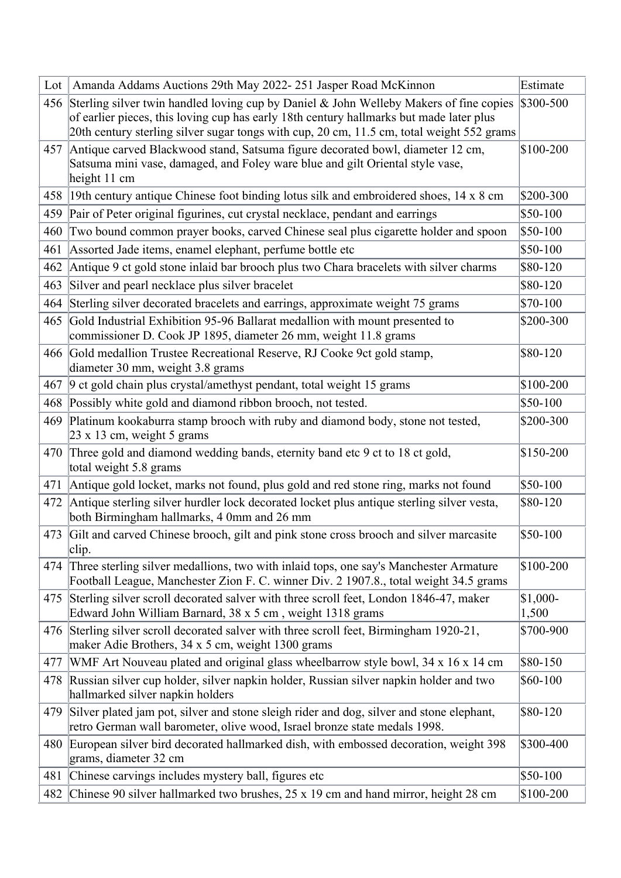| Lot | Amanda Addams Auctions 29th May 2022- 251 Jasper Road McKinnon | Estimate |
|---|---|---|
| 456 | Sterling silver twin handled loving cup by Daniel & John Welleby Makers of fine copies of earlier pieces, this loving cup has early 18th century hallmarks but made later plus 20th century sterling silver sugar tongs with cup, 20 cm, 11.5 cm, total weight 552 grams | $300-500 |
| 457 | Antique carved Blackwood stand, Satsuma figure decorated bowl, diameter 12 cm, Satsuma mini vase, damaged, and Foley ware blue and gilt Oriental style vase, height 11 cm | $100-200 |
| 458 | 19th century antique Chinese foot binding lotus silk and embroidered shoes, 14 x 8 cm | $200-300 |
| 459 | Pair of Peter original figurines, cut crystal necklace, pendant and earrings | $50-100 |
| 460 | Two bound common prayer books, carved Chinese seal plus cigarette holder and spoon | $50-100 |
| 461 | Assorted Jade items, enamel elephant, perfume bottle etc | $50-100 |
| 462 | Antique 9 ct gold stone inlaid bar brooch plus two Chara bracelets with silver charms | $80-120 |
| 463 | Silver and pearl necklace plus silver bracelet | $80-120 |
| 464 | Sterling silver decorated bracelets and earrings, approximate weight 75 grams | $70-100 |
| 465 | Gold Industrial Exhibition 95-96 Ballarat medallion with mount presented to commissioner D. Cook JP 1895, diameter 26 mm, weight 11.8 grams | $200-300 |
| 466 | Gold medallion Trustee Recreational Reserve, RJ Cooke 9ct gold stamp, diameter 30 mm, weight 3.8 grams | $80-120 |
| 467 | 9 ct gold chain plus crystal/amethyst pendant, total weight 15 grams | $100-200 |
| 468 | Possibly white gold and diamond ribbon brooch, not tested. | $50-100 |
| 469 | Platinum kookaburra stamp brooch with ruby and diamond body, stone not tested, 23 x 13 cm, weight 5 grams | $200-300 |
| 470 | Three gold and diamond wedding bands, eternity band etc 9 ct to 18 ct gold, total weight 5.8 grams | $150-200 |
| 471 | Antique gold locket, marks not found, plus gold and red stone ring, marks not found | $50-100 |
| 472 | Antique sterling silver hurdler lock decorated locket plus antique sterling silver vesta, both Birmingham hallmarks, 4 0mm and 26 mm | $80-120 |
| 473 | Gilt and carved Chinese brooch, gilt and pink stone cross brooch and silver marcasite clip. | $50-100 |
| 474 | Three sterling silver medallions, two with inlaid tops, one say's Manchester Armature Football League, Manchester Zion F. C. winner Div. 2 1907.8., total weight 34.5 grams | $100-200 |
| 475 | Sterling silver scroll decorated salver with three scroll feet, London 1846-47, maker Edward John William Barnard, 38 x 5 cm , weight 1318 grams | $1,000-1,500 |
| 476 | Sterling silver scroll decorated salver with three scroll feet, Birmingham 1920-21, maker Adie Brothers, 34 x 5 cm, weight 1300 grams | $700-900 |
| 477 | WMF Art Nouveau plated and original glass wheelbarrow style bowl, 34 x 16 x 14 cm | $80-150 |
| 478 | Russian silver cup holder, silver napkin holder, Russian silver napkin holder and two hallmarked silver napkin holders | $60-100 |
| 479 | Silver plated jam pot, silver and stone sleigh rider and dog, silver and stone elephant, retro German wall barometer, olive wood, Israel bronze state medals 1998. | $80-120 |
| 480 | European silver bird decorated hallmarked dish, with embossed decoration, weight 398 grams, diameter 32 cm | $300-400 |
| 481 | Chinese carvings includes mystery ball, figures etc | $50-100 |
| 482 | Chinese 90 silver hallmarked two brushes, 25 x 19 cm and hand mirror, height 28 cm | $100-200 |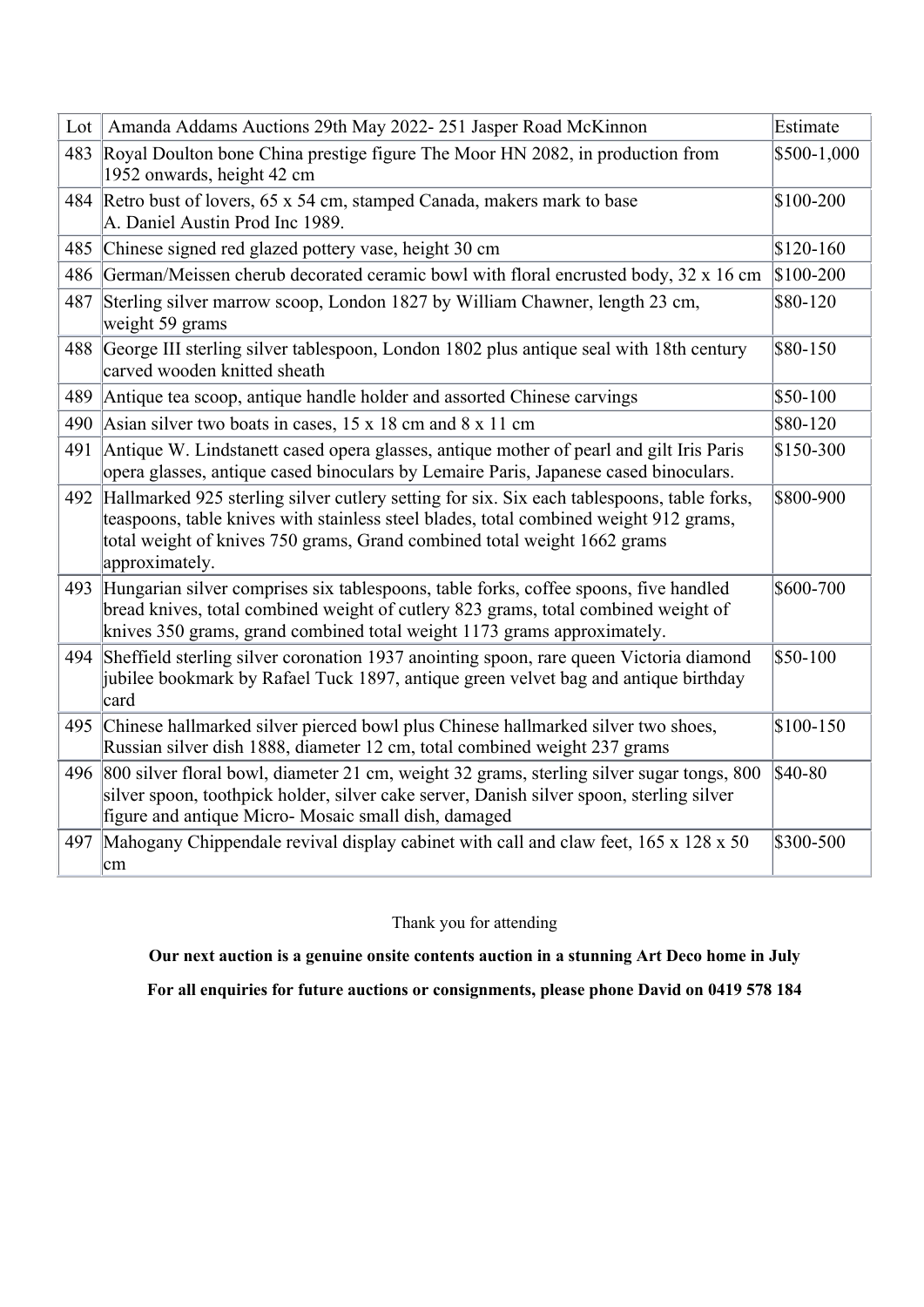| Lot | Amanda Addams Auctions 29th May 2022- 251 Jasper Road McKinnon | Estimate |
|---|---|---|
| 483 | Royal Doulton bone China prestige figure The Moor HN 2082, in production from 1952 onwards, height 42 cm | $500-1,000 |
| 484 | Retro bust of lovers, 65 x 54 cm, stamped Canada, makers mark to base A. Daniel Austin Prod Inc 1989. | $100-200 |
| 485 | Chinese signed red glazed pottery vase, height 30 cm | $120-160 |
| 486 | German/Meissen cherub decorated ceramic bowl with floral encrusted body, 32 x 16 cm | $100-200 |
| 487 | Sterling silver marrow scoop, London 1827 by William Chawner, length 23 cm, weight 59 grams | $80-120 |
| 488 | George III sterling silver tablespoon, London 1802 plus antique seal with 18th century carved wooden knitted sheath | $80-150 |
| 489 | Antique tea scoop, antique handle holder and assorted Chinese carvings | $50-100 |
| 490 | Asian silver two boats in cases, 15 x 18 cm and 8 x 11 cm | $80-120 |
| 491 | Antique W. Lindstanett cased opera glasses, antique mother of pearl and gilt Iris Paris opera glasses, antique cased binoculars by Lemaire Paris, Japanese cased binoculars. | $150-300 |
| 492 | Hallmarked 925 sterling silver cutlery setting for six. Six each tablespoons, table forks, teaspoons, table knives with stainless steel blades, total combined weight 912 grams, total weight of knives 750 grams, Grand combined total weight 1662 grams approximately. | $800-900 |
| 493 | Hungarian silver comprises six tablespoons, table forks, coffee spoons, five handled bread knives, total combined weight of cutlery 823 grams, total combined weight of knives 350 grams, grand combined total weight 1173 grams approximately. | $600-700 |
| 494 | Sheffield sterling silver coronation 1937 anointing spoon, rare queen Victoria diamond jubilee bookmark by Rafael Tuck 1897, antique green velvet bag and antique birthday card | $50-100 |
| 495 | Chinese hallmarked silver pierced bowl plus Chinese hallmarked silver two shoes, Russian silver dish 1888, diameter 12 cm, total combined weight 237 grams | $100-150 |
| 496 | 800 silver floral bowl, diameter 21 cm, weight 32 grams, sterling silver sugar tongs, 800 silver spoon, toothpick holder, silver cake server, Danish silver spoon, sterling silver figure and antique Micro- Mosaic small dish, damaged | $40-80 |
| 497 | Mahogany Chippendale revival display cabinet with call and claw feet, 165 x 128 x 50 cm | $300-500 |

Thank you for attending

**Our next auction is a genuine onsite contents auction in a stunning Art Deco home in July**

**For all enquiries for future auctions or consignments, please phone David on 0419 578 184**